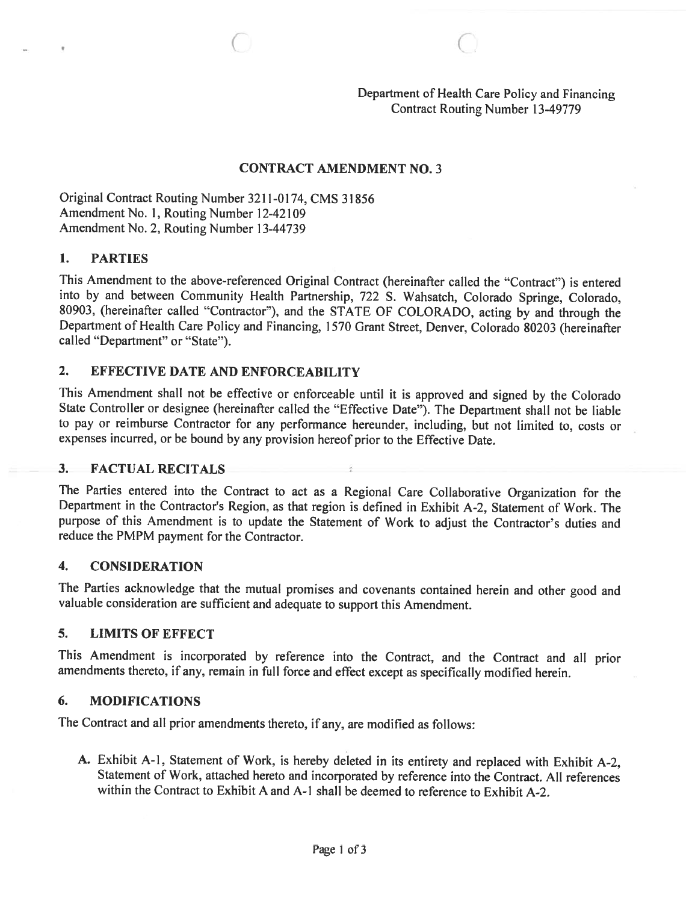Department of Health Care Policy and Financing
Contract Routing Number 13-49779

# CONTRACT AMENDMENT NO. 3

Original Contract Routing Number 3211-0174, CMS 31856
Amendment No. 1, Routing Number 12-42109
Amendment No. 2, Routing Number 13-44739

## 1. PARTIES

This Amendment to the above-referenced Original Contract (hereinafter called the "Contract") is entered into by and between Community Health Partnership, 722 S. Wahsatch, Colorado Springe, Colorado, 80903, (hereinafter called "Contractor"), and the STATE OF COLORADO, acting by and through the Department of Health Care Policy and Financing, 1570 Grant Street, Denver, Colorado 80203 (hereinafter called "Department" or "State").

## 2. EFFECTIVE DATE AND ENFORCEABILITY

This Amendment shall not be effective or enforceable until it is approved and signed by the Colorado State Controller or designee (hereinafter called the "Effective Date"). The Department shall not be liable to pay or reimburse Contractor for any performance hereunder, including, but not limited to, costs or expenses incurred, or be bound by any provision hereof prior to the Effective Date.

## 3. FACTUAL RECITALS

The Parties entered into the Contract to act as a Regional Care Collaborative Organization for the Department in the Contractor's Region, as that region is defined in Exhibit A-2, Statement of Work. The purpose of this Amendment is to update the Statement of Work to adjust the Contractor's duties and reduce the PMPM payment for the Contractor.

## 4. CONSIDERATION

The Parties acknowledge that the mutual promises and covenants contained herein and other good and valuable consideration are sufficient and adequate to support this Amendment.

## 5. LIMITS OF EFFECT

This Amendment is incorporated by reference into the Contract, and the Contract and all prior amendments thereto, if any, remain in full force and effect except as specifically modified herein.

## 6. MODIFICATIONS

The Contract and all prior amendments thereto, if any, are modified as follows:

A. Exhibit A-1, Statement of Work, is hereby deleted in its entirety and replaced with Exhibit A-2, Statement of Work, attached hereto and incorporated by reference into the Contract. All references within the Contract to Exhibit A and A-1 shall be deemed to reference to Exhibit A-2.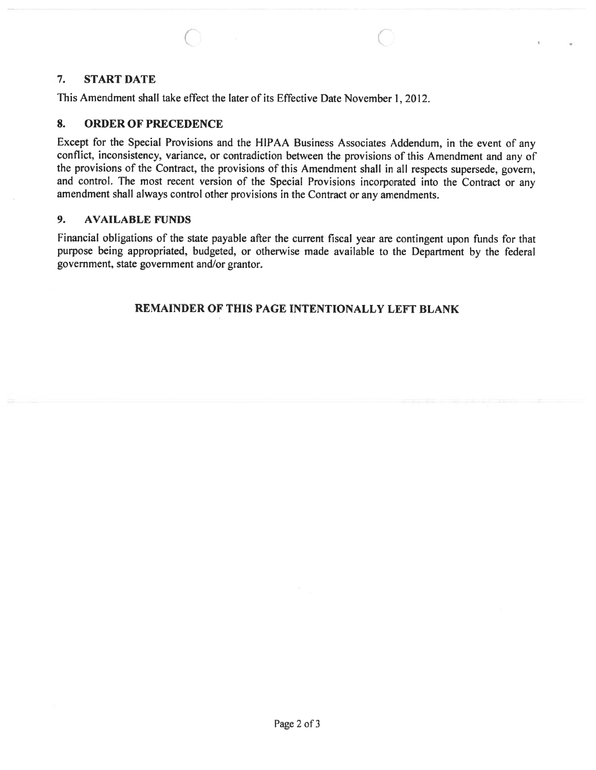## 7. START DATE

This Amendment shall take effect the later of its Effective Date November 1, 2012.

## 8. ORDER OF PRECEDENCE

Except for the Special Provisions and the HIPAA Business Associates Addendum, in the event of any conflict, inconsistency, variance, or contradiction between the provisions of this Amendment and any of the provisions of the Contract, the provisions of this Amendment shall in all respects supersede, govern, and control. The most recent version of the Special Provisions incorporated into the Contract or any amendment shall always control other provisions in the Contract or any amendments.

## 9. AVAILABLE FUNDS

Financial obligations of the state payable after the current fiscal year are contingent upon funds for that purpose being appropriated, budgeted, or otherwise made available to the Department by the federal government, state government and/or grantor.

**REMAINDER OF THIS PAGE INTENTIONALLY LEFT BLANK**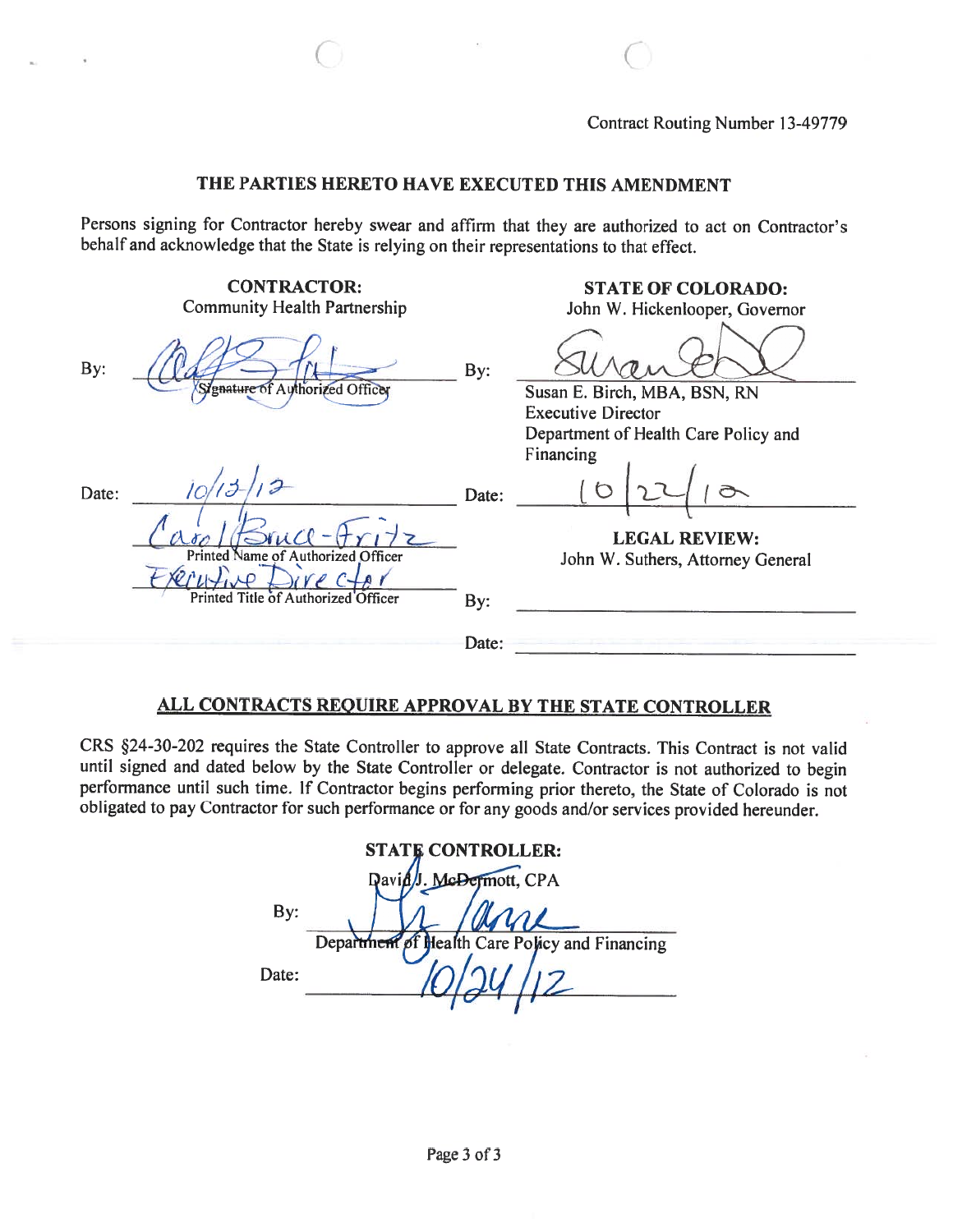Contract Routing Number 13-49779

## THE PARTIES HERETO HAVE EXECUTED THIS AMENDMENT

Persons signing for Contractor hereby swear and affirm that they are authorized to act on Contractor's behalf and acknowledge that the State is relying on their representations to that effect.

| CONTRACTOR: Community Health Partnership | | STATE OF COLORADO: John W. Hickenlooper, Governor |
|---|---|---|
| By: [signature] Signature of Authorized Officer | By: | [signature] Susan E. Birch, MBA, BSN, RN Executive Director Department of Health Care Policy and Financing |
| Date: 10/13/12 | Date: | 10/22/12 |
| Carol Bruce-Fritz Printed Name of Authorized Officer | | **LEGAL REVIEW:** John W. Suthers, Attorney General |
| Executive Director Printed Title of Authorized Officer | By: | |
| | Date: | |

## ALL CONTRACTS REQUIRE APPROVAL BY THE STATE CONTROLLER

CRS §24-30-202 requires the State Controller to approve all State Contracts. This Contract is not valid until signed and dated below by the State Controller or delegate. Contractor is not authorized to begin performance until such time. If Contractor begins performing prior thereto, the State of Colorado is not obligated to pay Contractor for such performance or for any goods and/or services provided hereunder.

**STATE CONTROLLER:**
David J. McDermott, CPA

By: [signature]
Department of Health Care Policy and Financing

Date: 10/24/12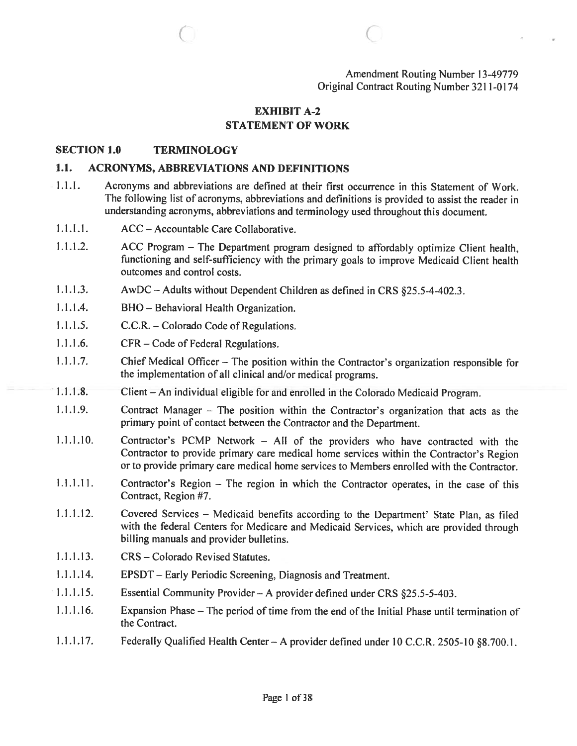Amendment Routing Number 13-49779
Original Contract Routing Number 3211-0174

# EXHIBIT A-2
# STATEMENT OF WORK

## SECTION 1.0 TERMINOLOGY

### 1.1. ACRONYMS, ABBREVIATIONS AND DEFINITIONS

1.1.1. Acronyms and abbreviations are defined at their first occurrence in this Statement of Work. The following list of acronyms, abbreviations and definitions is provided to assist the reader in understanding acronyms, abbreviations and terminology used throughout this document.

1.1.1.1. ACC – Accountable Care Collaborative.

1.1.1.2. ACC Program – The Department program designed to affordably optimize Client health, functioning and self-sufficiency with the primary goals to improve Medicaid Client health outcomes and control costs.

1.1.1.3. AwDC – Adults without Dependent Children as defined in CRS §25.5-4-402.3.

1.1.1.4. BHO – Behavioral Health Organization.

1.1.1.5. C.C.R. – Colorado Code of Regulations.

1.1.1.6. CFR – Code of Federal Regulations.

1.1.1.7. Chief Medical Officer – The position within the Contractor's organization responsible for the implementation of all clinical and/or medical programs.

1.1.1.8. Client – An individual eligible for and enrolled in the Colorado Medicaid Program.

1.1.1.9. Contract Manager – The position within the Contractor's organization that acts as the primary point of contact between the Contractor and the Department.

1.1.1.10. Contractor's PCMP Network – All of the providers who have contracted with the Contractor to provide primary care medical home services within the Contractor's Region or to provide primary care medical home services to Members enrolled with the Contractor.

1.1.1.11. Contractor's Region – The region in which the Contractor operates, in the case of this Contract, Region #7.

1.1.1.12. Covered Services – Medicaid benefits according to the Department' State Plan, as filed with the federal Centers for Medicare and Medicaid Services, which are provided through billing manuals and provider bulletins.

1.1.1.13. CRS – Colorado Revised Statutes.

1.1.1.14. EPSDT – Early Periodic Screening, Diagnosis and Treatment.

1.1.1.15. Essential Community Provider – A provider defined under CRS §25.5-5-403.

1.1.1.16. Expansion Phase – The period of time from the end of the Initial Phase until termination of the Contract.

1.1.1.17. Federally Qualified Health Center – A provider defined under 10 C.C.R. 2505-10 §8.700.1.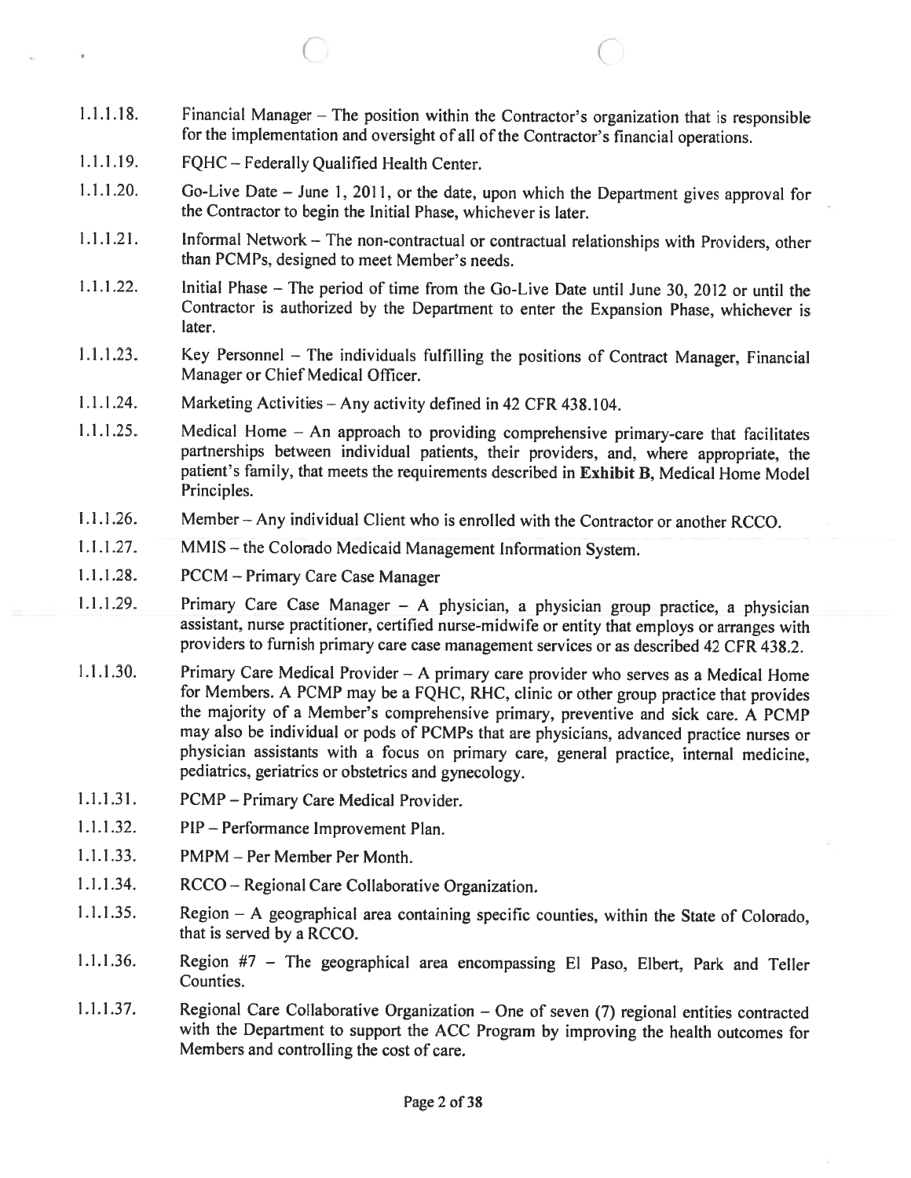1.1.1.18. Financial Manager – The position within the Contractor's organization that is responsible for the implementation and oversight of all of the Contractor's financial operations.

1.1.1.19. FQHC – Federally Qualified Health Center.

1.1.1.20. Go-Live Date – June 1, 2011, or the date, upon which the Department gives approval for the Contractor to begin the Initial Phase, whichever is later.

1.1.1.21. Informal Network – The non-contractual or contractual relationships with Providers, other than PCMPs, designed to meet Member's needs.

1.1.1.22. Initial Phase – The period of time from the Go-Live Date until June 30, 2012 or until the Contractor is authorized by the Department to enter the Expansion Phase, whichever is later.

1.1.1.23. Key Personnel – The individuals fulfilling the positions of Contract Manager, Financial Manager or Chief Medical Officer.

1.1.1.24. Marketing Activities – Any activity defined in 42 CFR 438.104.

1.1.1.25. Medical Home – An approach to providing comprehensive primary-care that facilitates partnerships between individual patients, their providers, and, where appropriate, the patient's family, that meets the requirements described in **Exhibit B**, Medical Home Model Principles.

1.1.1.26. Member – Any individual Client who is enrolled with the Contractor or another RCCO.

1.1.1.27. MMIS – the Colorado Medicaid Management Information System.

1.1.1.28. PCCM – Primary Care Case Manager

1.1.1.29. Primary Care Case Manager – A physician, a physician group practice, a physician assistant, nurse practitioner, certified nurse-midwife or entity that employs or arranges with providers to furnish primary care case management services or as described 42 CFR 438.2.

1.1.1.30. Primary Care Medical Provider – A primary care provider who serves as a Medical Home for Members. A PCMP may be a FQHC, RHC, clinic or other group practice that provides the majority of a Member's comprehensive primary, preventive and sick care. A PCMP may also be individual or pods of PCMPs that are physicians, advanced practice nurses or physician assistants with a focus on primary care, general practice, internal medicine, pediatrics, geriatrics or obstetrics and gynecology.

1.1.1.31. PCMP – Primary Care Medical Provider.

1.1.1.32. PIP – Performance Improvement Plan.

1.1.1.33. PMPM – Per Member Per Month.

1.1.1.34. RCCO – Regional Care Collaborative Organization.

1.1.1.35. Region – A geographical area containing specific counties, within the State of Colorado, that is served by a RCCO.

1.1.1.36. Region #7 – The geographical area encompassing El Paso, Elbert, Park and Teller Counties.

1.1.1.37. Regional Care Collaborative Organization – One of seven (7) regional entities contracted with the Department to support the ACC Program by improving the health outcomes for Members and controlling the cost of care.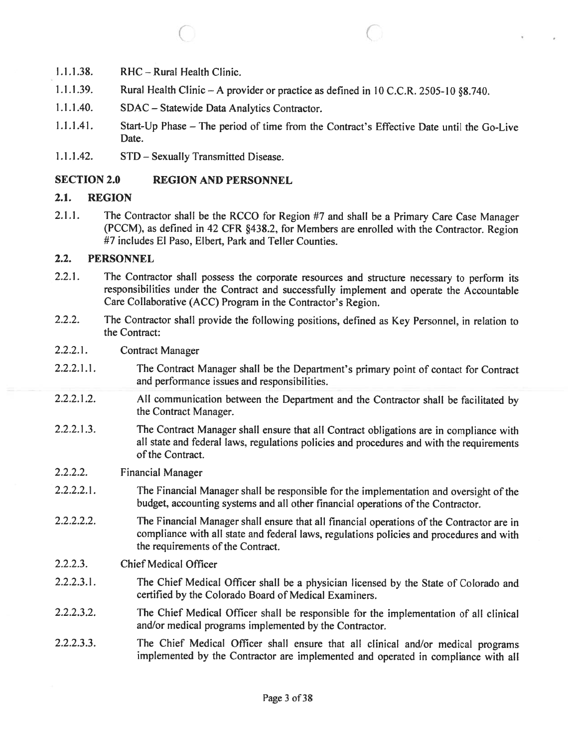1.1.1.38. RHC – Rural Health Clinic.

1.1.1.39. Rural Health Clinic – A provider or practice as defined in 10 C.C.R. 2505-10 §8.740.

1.1.1.40. SDAC – Statewide Data Analytics Contractor.

1.1.1.41. Start-Up Phase – The period of time from the Contract's Effective Date until the Go-Live Date.

1.1.1.42. STD – Sexually Transmitted Disease.

## SECTION 2.0 REGION AND PERSONNEL

### 2.1. REGION

2.1.1. The Contractor shall be the RCCO for Region #7 and shall be a Primary Care Case Manager (PCCM), as defined in 42 CFR §438.2, for Members are enrolled with the Contractor. Region #7 includes El Paso, Elbert, Park and Teller Counties.

### 2.2. PERSONNEL

2.2.1. The Contractor shall possess the corporate resources and structure necessary to perform its responsibilities under the Contract and successfully implement and operate the Accountable Care Collaborative (ACC) Program in the Contractor's Region.

2.2.2. The Contractor shall provide the following positions, defined as Key Personnel, in relation to the Contract:

2.2.2.1. Contract Manager

2.2.2.1.1. The Contract Manager shall be the Department's primary point of contact for Contract and performance issues and responsibilities.

2.2.2.1.2. All communication between the Department and the Contractor shall be facilitated by the Contract Manager.

2.2.2.1.3. The Contract Manager shall ensure that all Contract obligations are in compliance with all state and federal laws, regulations policies and procedures and with the requirements of the Contract.

2.2.2.2. Financial Manager

2.2.2.2.1. The Financial Manager shall be responsible for the implementation and oversight of the budget, accounting systems and all other financial operations of the Contractor.

2.2.2.2.2. The Financial Manager shall ensure that all financial operations of the Contractor are in compliance with all state and federal laws, regulations policies and procedures and with the requirements of the Contract.

2.2.2.3. Chief Medical Officer

2.2.2.3.1. The Chief Medical Officer shall be a physician licensed by the State of Colorado and certified by the Colorado Board of Medical Examiners.

2.2.2.3.2. The Chief Medical Officer shall be responsible for the implementation of all clinical and/or medical programs implemented by the Contractor.

2.2.2.3.3. The Chief Medical Officer shall ensure that all clinical and/or medical programs implemented by the Contractor are implemented and operated in compliance with all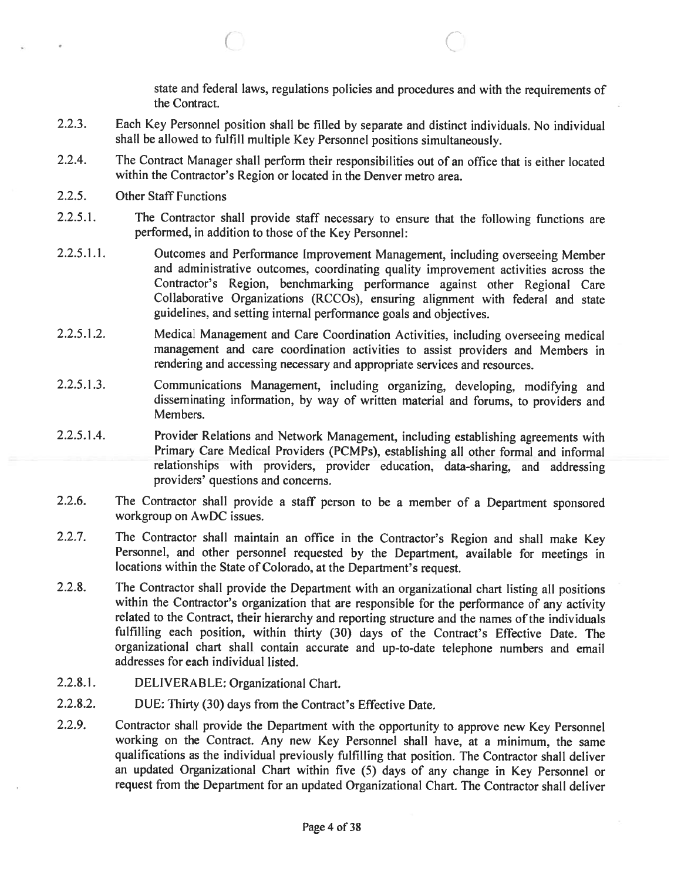state and federal laws, regulations policies and procedures and with the requirements of the Contract.

2.2.3. Each Key Personnel position shall be filled by separate and distinct individuals. No individual shall be allowed to fulfill multiple Key Personnel positions simultaneously.

2.2.4. The Contract Manager shall perform their responsibilities out of an office that is either located within the Contractor's Region or located in the Denver metro area.

2.2.5. Other Staff Functions

2.2.5.1. The Contractor shall provide staff necessary to ensure that the following functions are performed, in addition to those of the Key Personnel:

2.2.5.1.1. Outcomes and Performance Improvement Management, including overseeing Member and administrative outcomes, coordinating quality improvement activities across the Contractor's Region, benchmarking performance against other Regional Care Collaborative Organizations (RCCOs), ensuring alignment with federal and state guidelines, and setting internal performance goals and objectives.

2.2.5.1.2. Medical Management and Care Coordination Activities, including overseeing medical management and care coordination activities to assist providers and Members in rendering and accessing necessary and appropriate services and resources.

2.2.5.1.3. Communications Management, including organizing, developing, modifying and disseminating information, by way of written material and forums, to providers and Members.

2.2.5.1.4. Provider Relations and Network Management, including establishing agreements with Primary Care Medical Providers (PCMPs), establishing all other formal and informal relationships with providers, provider education, data-sharing, and addressing providers' questions and concerns.

2.2.6. The Contractor shall provide a staff person to be a member of a Department sponsored workgroup on AwDC issues.

2.2.7. The Contractor shall maintain an office in the Contractor's Region and shall make Key Personnel, and other personnel requested by the Department, available for meetings in locations within the State of Colorado, at the Department's request.

2.2.8. The Contractor shall provide the Department with an organizational chart listing all positions within the Contractor's organization that are responsible for the performance of any activity related to the Contract, their hierarchy and reporting structure and the names of the individuals fulfilling each position, within thirty (30) days of the Contract's Effective Date. The organizational chart shall contain accurate and up-to-date telephone numbers and email addresses for each individual listed.

2.2.8.1. DELIVERABLE: Organizational Chart.

2.2.8.2. DUE: Thirty (30) days from the Contract's Effective Date.

2.2.9. Contractor shall provide the Department with the opportunity to approve new Key Personnel working on the Contract. Any new Key Personnel shall have, at a minimum, the same qualifications as the individual previously fulfilling that position. The Contractor shall deliver an updated Organizational Chart within five (5) days of any change in Key Personnel or request from the Department for an updated Organizational Chart. The Contractor shall deliver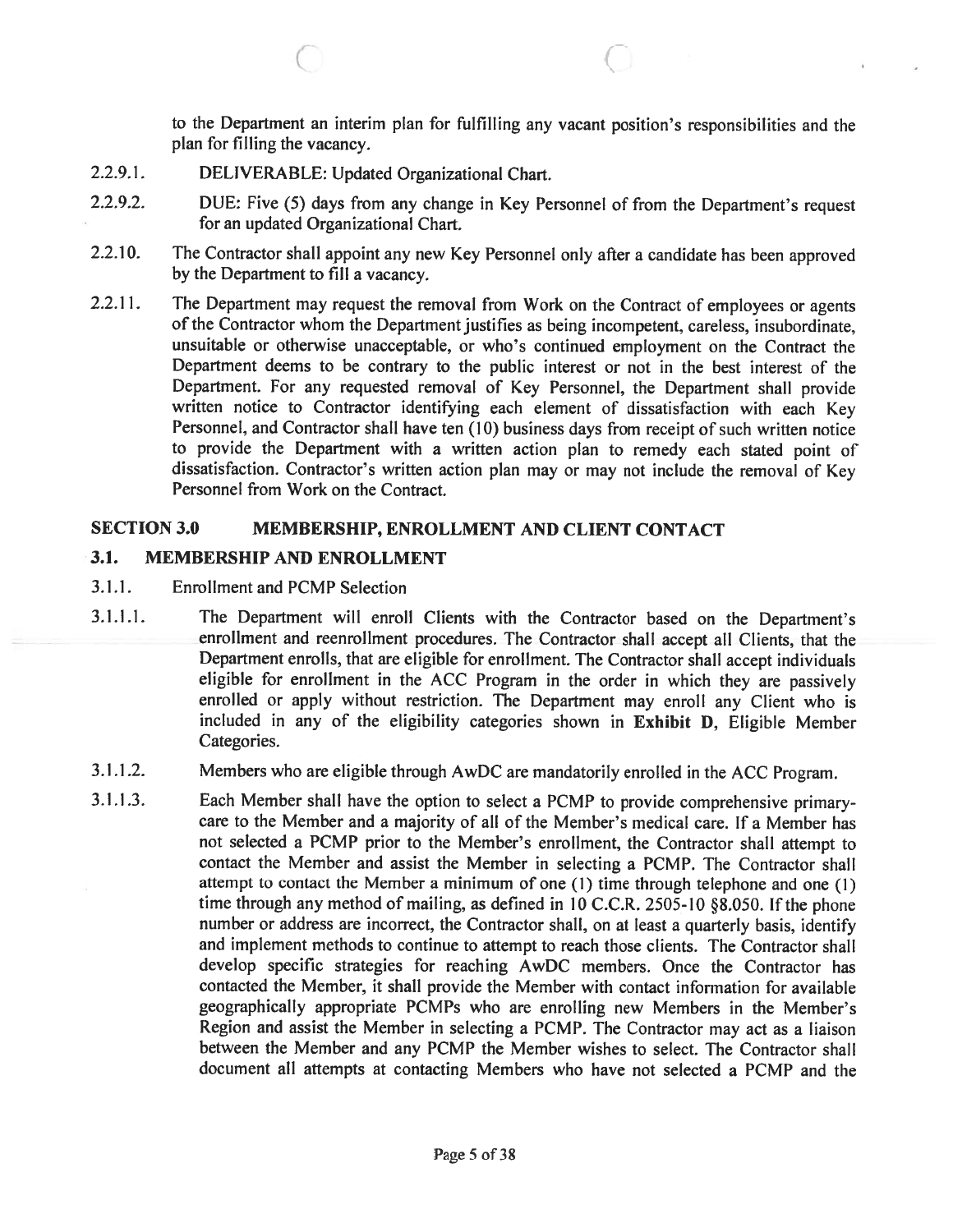to the Department an interim plan for fulfilling any vacant position's responsibilities and the plan for filling the vacancy.

2.2.9.1. DELIVERABLE: Updated Organizational Chart.

2.2.9.2. DUE: Five (5) days from any change in Key Personnel of from the Department's request for an updated Organizational Chart.

2.2.10. The Contractor shall appoint any new Key Personnel only after a candidate has been approved by the Department to fill a vacancy.

2.2.11. The Department may request the removal from Work on the Contract of employees or agents of the Contractor whom the Department justifies as being incompetent, careless, insubordinate, unsuitable or otherwise unacceptable, or who's continued employment on the Contract the Department deems to be contrary to the public interest or not in the best interest of the Department. For any requested removal of Key Personnel, the Department shall provide written notice to Contractor identifying each element of dissatisfaction with each Key Personnel, and Contractor shall have ten (10) business days from receipt of such written notice to provide the Department with a written action plan to remedy each stated point of dissatisfaction. Contractor's written action plan may or may not include the removal of Key Personnel from Work on the Contract.

## SECTION 3.0 MEMBERSHIP, ENROLLMENT AND CLIENT CONTACT

### 3.1. MEMBERSHIP AND ENROLLMENT

3.1.1. Enrollment and PCMP Selection

3.1.1.1. The Department will enroll Clients with the Contractor based on the Department's enrollment and reenrollment procedures. The Contractor shall accept all Clients, that the Department enrolls, that are eligible for enrollment. The Contractor shall accept individuals eligible for enrollment in the ACC Program in the order in which they are passively enrolled or apply without restriction. The Department may enroll any Client who is included in any of the eligibility categories shown in **Exhibit D**, Eligible Member Categories.

3.1.1.2. Members who are eligible through AwDC are mandatorily enrolled in the ACC Program.

3.1.1.3. Each Member shall have the option to select a PCMP to provide comprehensive primary-care to the Member and a majority of all of the Member's medical care. If a Member has not selected a PCMP prior to the Member's enrollment, the Contractor shall attempt to contact the Member and assist the Member in selecting a PCMP. The Contractor shall attempt to contact the Member a minimum of one (1) time through telephone and one (1) time through any method of mailing, as defined in 10 C.C.R. 2505-10 §8.050. If the phone number or address are incorrect, the Contractor shall, on at least a quarterly basis, identify and implement methods to continue to attempt to reach those clients. The Contractor shall develop specific strategies for reaching AwDC members. Once the Contractor has contacted the Member, it shall provide the Member with contact information for available geographically appropriate PCMPs who are enrolling new Members in the Member's Region and assist the Member in selecting a PCMP. The Contractor may act as a liaison between the Member and any PCMP the Member wishes to select. The Contractor shall document all attempts at contacting Members who have not selected a PCMP and the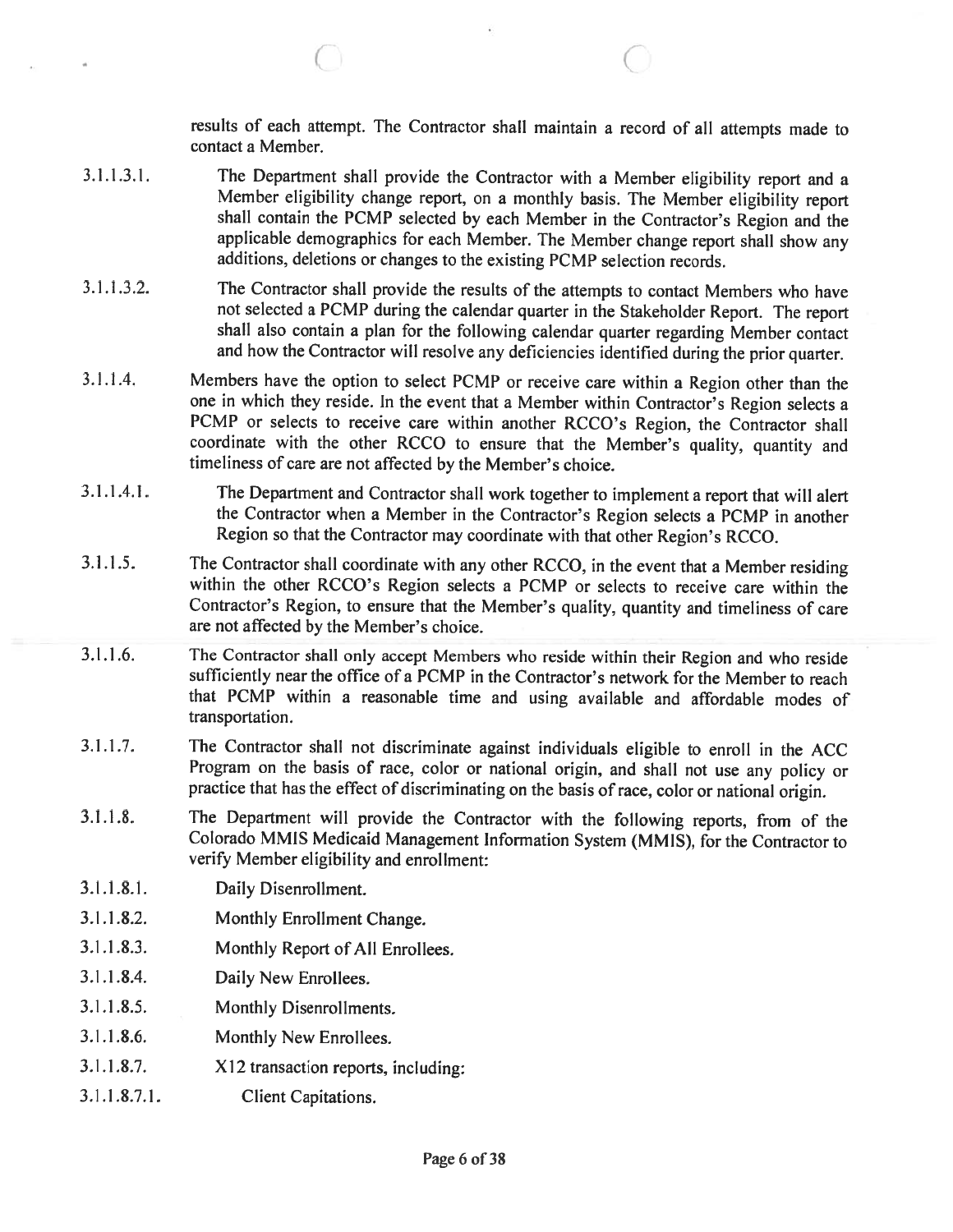results of each attempt. The Contractor shall maintain a record of all attempts made to contact a Member.

3.1.1.3.1. The Department shall provide the Contractor with a Member eligibility report and a Member eligibility change report, on a monthly basis. The Member eligibility report shall contain the PCMP selected by each Member in the Contractor's Region and the applicable demographics for each Member. The Member change report shall show any additions, deletions or changes to the existing PCMP selection records.

3.1.1.3.2. The Contractor shall provide the results of the attempts to contact Members who have not selected a PCMP during the calendar quarter in the Stakeholder Report. The report shall also contain a plan for the following calendar quarter regarding Member contact and how the Contractor will resolve any deficiencies identified during the prior quarter.

3.1.1.4. Members have the option to select PCMP or receive care within a Region other than the one in which they reside. In the event that a Member within Contractor's Region selects a PCMP or selects to receive care within another RCCO's Region, the Contractor shall coordinate with the other RCCO to ensure that the Member's quality, quantity and timeliness of care are not affected by the Member's choice.

3.1.1.4.1. The Department and Contractor shall work together to implement a report that will alert the Contractor when a Member in the Contractor's Region selects a PCMP in another Region so that the Contractor may coordinate with that other Region's RCCO.

3.1.1.5. The Contractor shall coordinate with any other RCCO, in the event that a Member residing within the other RCCO's Region selects a PCMP or selects to receive care within the Contractor's Region, to ensure that the Member's quality, quantity and timeliness of care are not affected by the Member's choice.

3.1.1.6. The Contractor shall only accept Members who reside within their Region and who reside sufficiently near the office of a PCMP in the Contractor's network for the Member to reach that PCMP within a reasonable time and using available and affordable modes of transportation.

3.1.1.7. The Contractor shall not discriminate against individuals eligible to enroll in the ACC Program on the basis of race, color or national origin, and shall not use any policy or practice that has the effect of discriminating on the basis of race, color or national origin.

3.1.1.8. The Department will provide the Contractor with the following reports, from of the Colorado MMIS Medicaid Management Information System (MMIS), for the Contractor to verify Member eligibility and enrollment:

3.1.1.8.1. Daily Disenrollment.

3.1.1.8.2. Monthly Enrollment Change.

3.1.1.8.3. Monthly Report of All Enrollees.

3.1.1.8.4. Daily New Enrollees.

3.1.1.8.5. Monthly Disenrollments.

3.1.1.8.6. Monthly New Enrollees.

3.1.1.8.7. X12 transaction reports, including:

3.1.1.8.7.1. Client Capitations.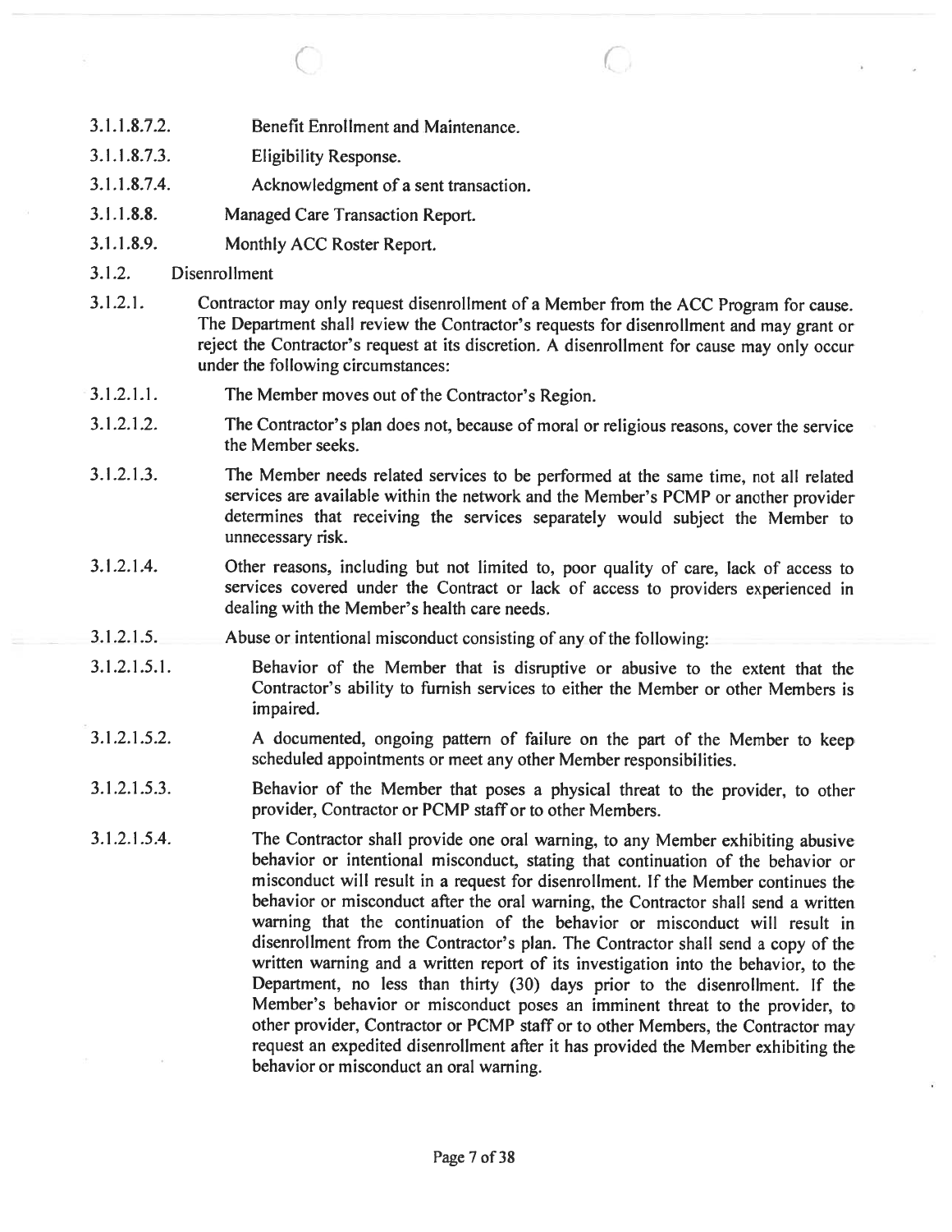3.1.1.8.7.2. Benefit Enrollment and Maintenance.

3.1.1.8.7.3. Eligibility Response.

3.1.1.8.7.4. Acknowledgment of a sent transaction.

3.1.1.8.8. Managed Care Transaction Report.

3.1.1.8.9. Monthly ACC Roster Report.

3.1.2. Disenrollment

3.1.2.1. Contractor may only request disenrollment of a Member from the ACC Program for cause. The Department shall review the Contractor's requests for disenrollment and may grant or reject the Contractor's request at its discretion. A disenrollment for cause may only occur under the following circumstances:

3.1.2.1.1. The Member moves out of the Contractor's Region.

3.1.2.1.2. The Contractor's plan does not, because of moral or religious reasons, cover the service the Member seeks.

3.1.2.1.3. The Member needs related services to be performed at the same time, not all related services are available within the network and the Member's PCMP or another provider determines that receiving the services separately would subject the Member to unnecessary risk.

3.1.2.1.4. Other reasons, including but not limited to, poor quality of care, lack of access to services covered under the Contract or lack of access to providers experienced in dealing with the Member's health care needs.

3.1.2.1.5. Abuse or intentional misconduct consisting of any of the following:

3.1.2.1.5.1. Behavior of the Member that is disruptive or abusive to the extent that the Contractor's ability to furnish services to either the Member or other Members is impaired.

3.1.2.1.5.2. A documented, ongoing pattern of failure on the part of the Member to keep scheduled appointments or meet any other Member responsibilities.

3.1.2.1.5.3. Behavior of the Member that poses a physical threat to the provider, to other provider, Contractor or PCMP staff or to other Members.

3.1.2.1.5.4. The Contractor shall provide one oral warning, to any Member exhibiting abusive behavior or intentional misconduct, stating that continuation of the behavior or misconduct will result in a request for disenrollment. If the Member continues the behavior or misconduct after the oral warning, the Contractor shall send a written warning that the continuation of the behavior or misconduct will result in disenrollment from the Contractor's plan. The Contractor shall send a copy of the written warning and a written report of its investigation into the behavior, to the Department, no less than thirty (30) days prior to the disenrollment. If the Member's behavior or misconduct poses an imminent threat to the provider, to other provider, Contractor or PCMP staff or to other Members, the Contractor may request an expedited disenrollment after it has provided the Member exhibiting the behavior or misconduct an oral warning.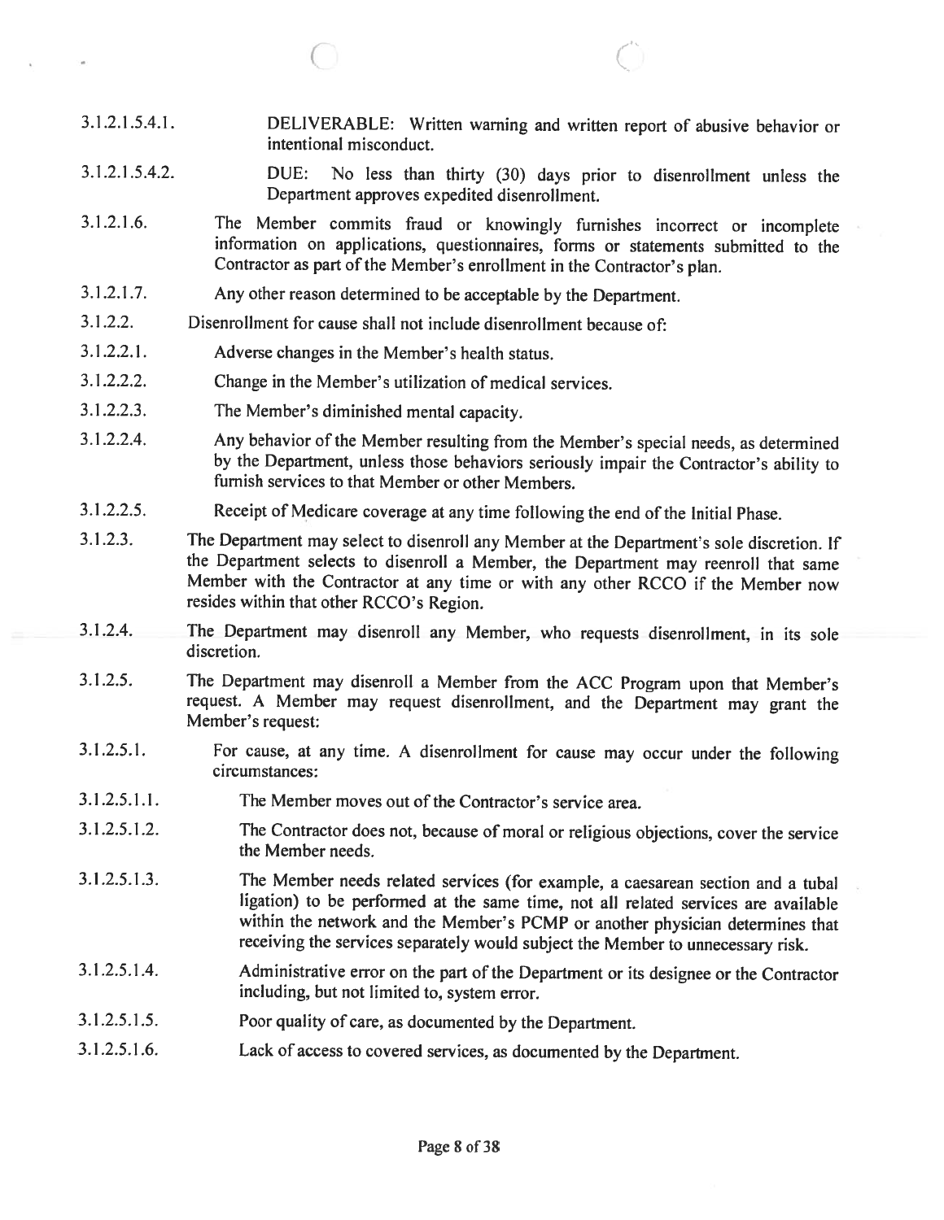3.1.2.1.5.4.1. DELIVERABLE: Written warning and written report of abusive behavior or intentional misconduct.

3.1.2.1.5.4.2. DUE: No less than thirty (30) days prior to disenrollment unless the Department approves expedited disenrollment.

3.1.2.1.6. The Member commits fraud or knowingly furnishes incorrect or incomplete information on applications, questionnaires, forms or statements submitted to the Contractor as part of the Member's enrollment in the Contractor's plan.

3.1.2.1.7. Any other reason determined to be acceptable by the Department.

3.1.2.2. Disenrollment for cause shall not include disenrollment because of:

3.1.2.2.1. Adverse changes in the Member's health status.

3.1.2.2.2. Change in the Member's utilization of medical services.

3.1.2.2.3. The Member's diminished mental capacity.

3.1.2.2.4. Any behavior of the Member resulting from the Member's special needs, as determined by the Department, unless those behaviors seriously impair the Contractor's ability to furnish services to that Member or other Members.

3.1.2.2.5. Receipt of Medicare coverage at any time following the end of the Initial Phase.

3.1.2.3. The Department may select to disenroll any Member at the Department's sole discretion. If the Department selects to disenroll a Member, the Department may reenroll that same Member with the Contractor at any time or with any other RCCO if the Member now resides within that other RCCO's Region.

3.1.2.4. The Department may disenroll any Member, who requests disenrollment, in its sole discretion.

3.1.2.5. The Department may disenroll a Member from the ACC Program upon that Member's request. A Member may request disenrollment, and the Department may grant the Member's request:

3.1.2.5.1. For cause, at any time. A disenrollment for cause may occur under the following circumstances:

3.1.2.5.1.1. The Member moves out of the Contractor's service area.

3.1.2.5.1.2. The Contractor does not, because of moral or religious objections, cover the service the Member needs.

3.1.2.5.1.3. The Member needs related services (for example, a caesarean section and a tubal ligation) to be performed at the same time, not all related services are available within the network and the Member's PCMP or another physician determines that receiving the services separately would subject the Member to unnecessary risk.

3.1.2.5.1.4. Administrative error on the part of the Department or its designee or the Contractor including, but not limited to, system error.

3.1.2.5.1.5. Poor quality of care, as documented by the Department.

3.1.2.5.1.6. Lack of access to covered services, as documented by the Department.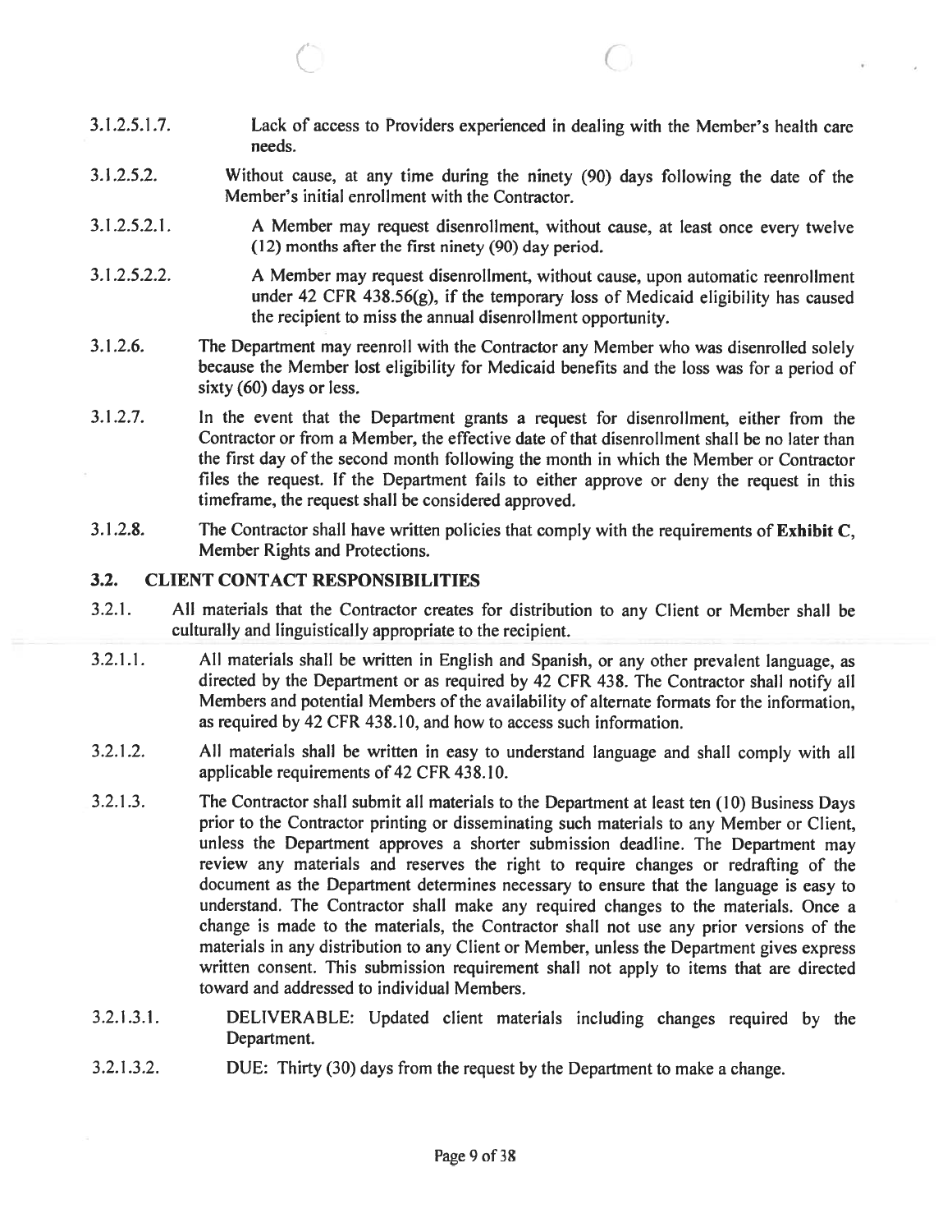3.1.2.5.1.7. Lack of access to Providers experienced in dealing with the Member's health care needs.

3.1.2.5.2. Without cause, at any time during the ninety (90) days following the date of the Member's initial enrollment with the Contractor.

3.1.2.5.2.1. A Member may request disenrollment, without cause, at least once every twelve (12) months after the first ninety (90) day period.

3.1.2.5.2.2. A Member may request disenrollment, without cause, upon automatic reenrollment under 42 CFR 438.56(g), if the temporary loss of Medicaid eligibility has caused the recipient to miss the annual disenrollment opportunity.

3.1.2.6. The Department may reenroll with the Contractor any Member who was disenrolled solely because the Member lost eligibility for Medicaid benefits and the loss was for a period of sixty (60) days or less.

3.1.2.7. In the event that the Department grants a request for disenrollment, either from the Contractor or from a Member, the effective date of that disenrollment shall be no later than the first day of the second month following the month in which the Member or Contractor files the request. If the Department fails to either approve or deny the request in this timeframe, the request shall be considered approved.

3.1.2.8. The Contractor shall have written policies that comply with the requirements of **Exhibit C**, Member Rights and Protections.

## 3.2. CLIENT CONTACT RESPONSIBILITIES

3.2.1. All materials that the Contractor creates for distribution to any Client or Member shall be culturally and linguistically appropriate to the recipient.

3.2.1.1. All materials shall be written in English and Spanish, or any other prevalent language, as directed by the Department or as required by 42 CFR 438. The Contractor shall notify all Members and potential Members of the availability of alternate formats for the information, as required by 42 CFR 438.10, and how to access such information.

3.2.1.2. All materials shall be written in easy to understand language and shall comply with all applicable requirements of 42 CFR 438.10.

3.2.1.3. The Contractor shall submit all materials to the Department at least ten (10) Business Days prior to the Contractor printing or disseminating such materials to any Member or Client, unless the Department approves a shorter submission deadline. The Department may review any materials and reserves the right to require changes or redrafting of the document as the Department determines necessary to ensure that the language is easy to understand. The Contractor shall make any required changes to the materials. Once a change is made to the materials, the Contractor shall not use any prior versions of the materials in any distribution to any Client or Member, unless the Department gives express written consent. This submission requirement shall not apply to items that are directed toward and addressed to individual Members.

3.2.1.3.1. DELIVERABLE: Updated client materials including changes required by the Department.

3.2.1.3.2. DUE: Thirty (30) days from the request by the Department to make a change.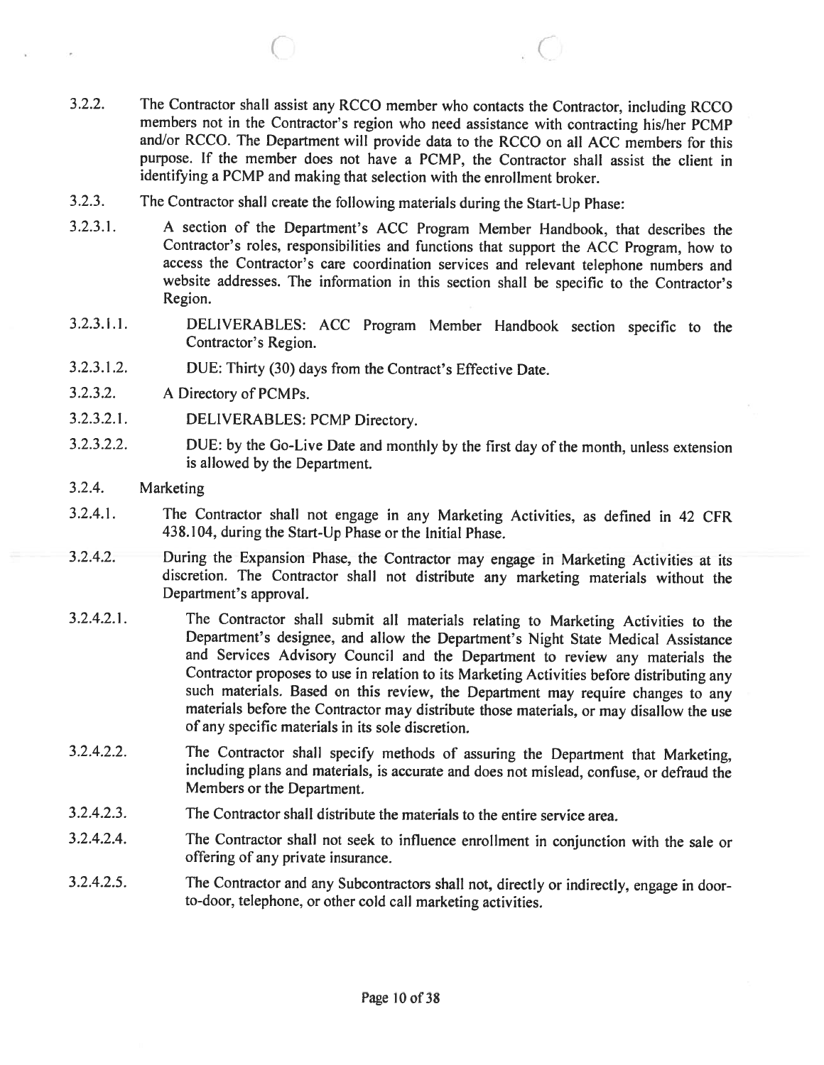3.2.2. The Contractor shall assist any RCCO member who contacts the Contractor, including RCCO members not in the Contractor's region who need assistance with contracting his/her PCMP and/or RCCO. The Department will provide data to the RCCO on all ACC members for this purpose. If the member does not have a PCMP, the Contractor shall assist the client in identifying a PCMP and making that selection with the enrollment broker.

3.2.3. The Contractor shall create the following materials during the Start-Up Phase:

3.2.3.1. A section of the Department's ACC Program Member Handbook, that describes the Contractor's roles, responsibilities and functions that support the ACC Program, how to access the Contractor's care coordination services and relevant telephone numbers and website addresses. The information in this section shall be specific to the Contractor's Region.

3.2.3.1.1. DELIVERABLES: ACC Program Member Handbook section specific to the Contractor's Region.

3.2.3.1.2. DUE: Thirty (30) days from the Contract's Effective Date.

3.2.3.2. A Directory of PCMPs.

3.2.3.2.1. DELIVERABLES: PCMP Directory.

3.2.3.2.2. DUE: by the Go-Live Date and monthly by the first day of the month, unless extension is allowed by the Department.

3.2.4. Marketing

3.2.4.1. The Contractor shall not engage in any Marketing Activities, as defined in 42 CFR 438.104, during the Start-Up Phase or the Initial Phase.

3.2.4.2. During the Expansion Phase, the Contractor may engage in Marketing Activities at its discretion. The Contractor shall not distribute any marketing materials without the Department's approval.

3.2.4.2.1. The Contractor shall submit all materials relating to Marketing Activities to the Department's designee, and allow the Department's Night State Medical Assistance and Services Advisory Council and the Department to review any materials the Contractor proposes to use in relation to its Marketing Activities before distributing any such materials. Based on this review, the Department may require changes to any materials before the Contractor may distribute those materials, or may disallow the use of any specific materials in its sole discretion.

3.2.4.2.2. The Contractor shall specify methods of assuring the Department that Marketing, including plans and materials, is accurate and does not mislead, confuse, or defraud the Members or the Department.

3.2.4.2.3. The Contractor shall distribute the materials to the entire service area.

3.2.4.2.4. The Contractor shall not seek to influence enrollment in conjunction with the sale or offering of any private insurance.

3.2.4.2.5. The Contractor and any Subcontractors shall not, directly or indirectly, engage in door-to-door, telephone, or other cold call marketing activities.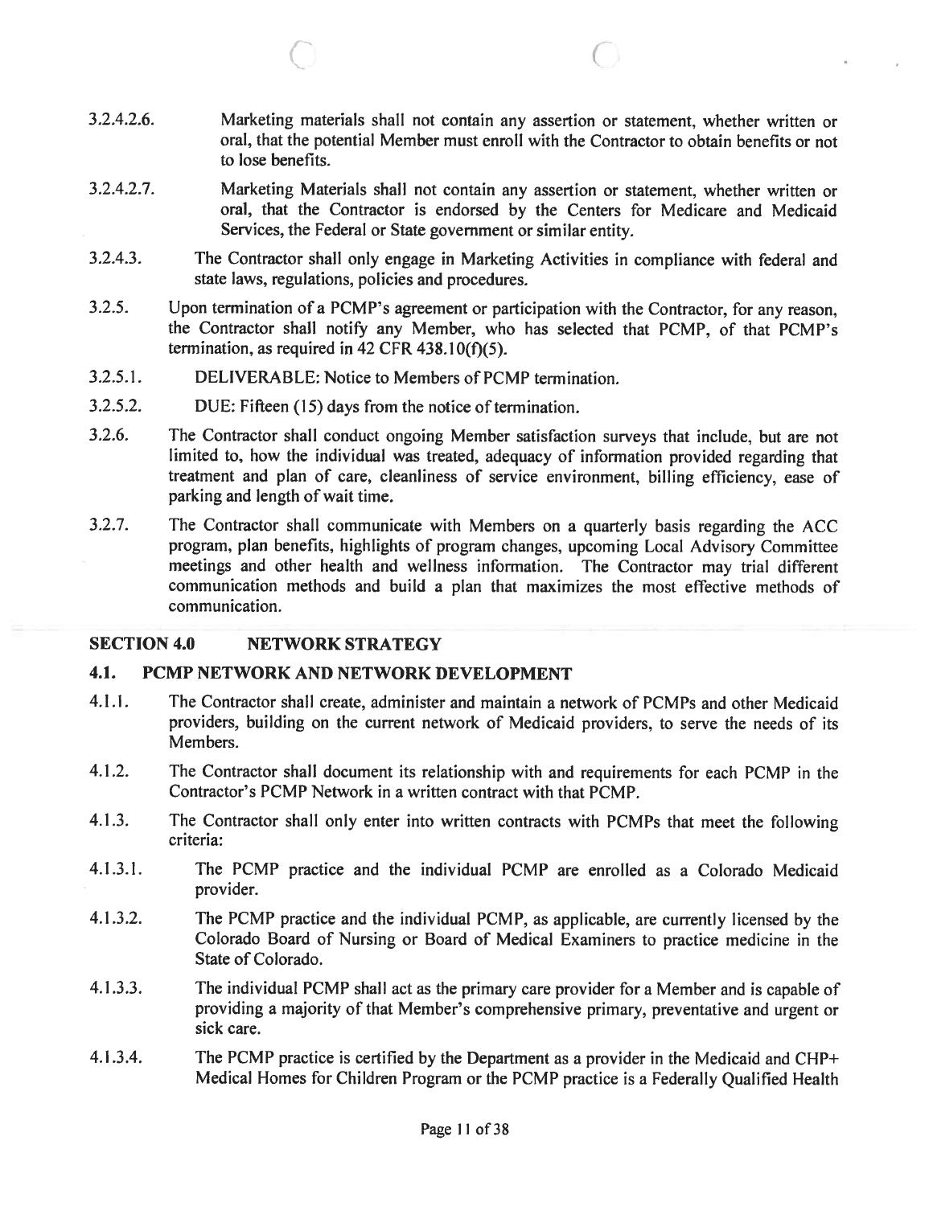3.2.4.2.6. Marketing materials shall not contain any assertion or statement, whether written or oral, that the potential Member must enroll with the Contractor to obtain benefits or not to lose benefits.

3.2.4.2.7. Marketing Materials shall not contain any assertion or statement, whether written or oral, that the Contractor is endorsed by the Centers for Medicare and Medicaid Services, the Federal or State government or similar entity.

3.2.4.3. The Contractor shall only engage in Marketing Activities in compliance with federal and state laws, regulations, policies and procedures.

3.2.5. Upon termination of a PCMP's agreement or participation with the Contractor, for any reason, the Contractor shall notify any Member, who has selected that PCMP, of that PCMP's termination, as required in 42 CFR 438.10(f)(5).

3.2.5.1. DELIVERABLE: Notice to Members of PCMP termination.

3.2.5.2. DUE: Fifteen (15) days from the notice of termination.

3.2.6. The Contractor shall conduct ongoing Member satisfaction surveys that include, but are not limited to, how the individual was treated, adequacy of information provided regarding that treatment and plan of care, cleanliness of service environment, billing efficiency, ease of parking and length of wait time.

3.2.7. The Contractor shall communicate with Members on a quarterly basis regarding the ACC program, plan benefits, highlights of program changes, upcoming Local Advisory Committee meetings and other health and wellness information. The Contractor may trial different communication methods and build a plan that maximizes the most effective methods of communication.

## SECTION 4.0 NETWORK STRATEGY

### 4.1. PCMP NETWORK AND NETWORK DEVELOPMENT

4.1.1. The Contractor shall create, administer and maintain a network of PCMPs and other Medicaid providers, building on the current network of Medicaid providers, to serve the needs of its Members.

4.1.2. The Contractor shall document its relationship with and requirements for each PCMP in the Contractor's PCMP Network in a written contract with that PCMP.

4.1.3. The Contractor shall only enter into written contracts with PCMPs that meet the following criteria:

4.1.3.1. The PCMP practice and the individual PCMP are enrolled as a Colorado Medicaid provider.

4.1.3.2. The PCMP practice and the individual PCMP, as applicable, are currently licensed by the Colorado Board of Nursing or Board of Medical Examiners to practice medicine in the State of Colorado.

4.1.3.3. The individual PCMP shall act as the primary care provider for a Member and is capable of providing a majority of that Member's comprehensive primary, preventative and urgent or sick care.

4.1.3.4. The PCMP practice is certified by the Department as a provider in the Medicaid and CHP+ Medical Homes for Children Program or the PCMP practice is a Federally Qualified Health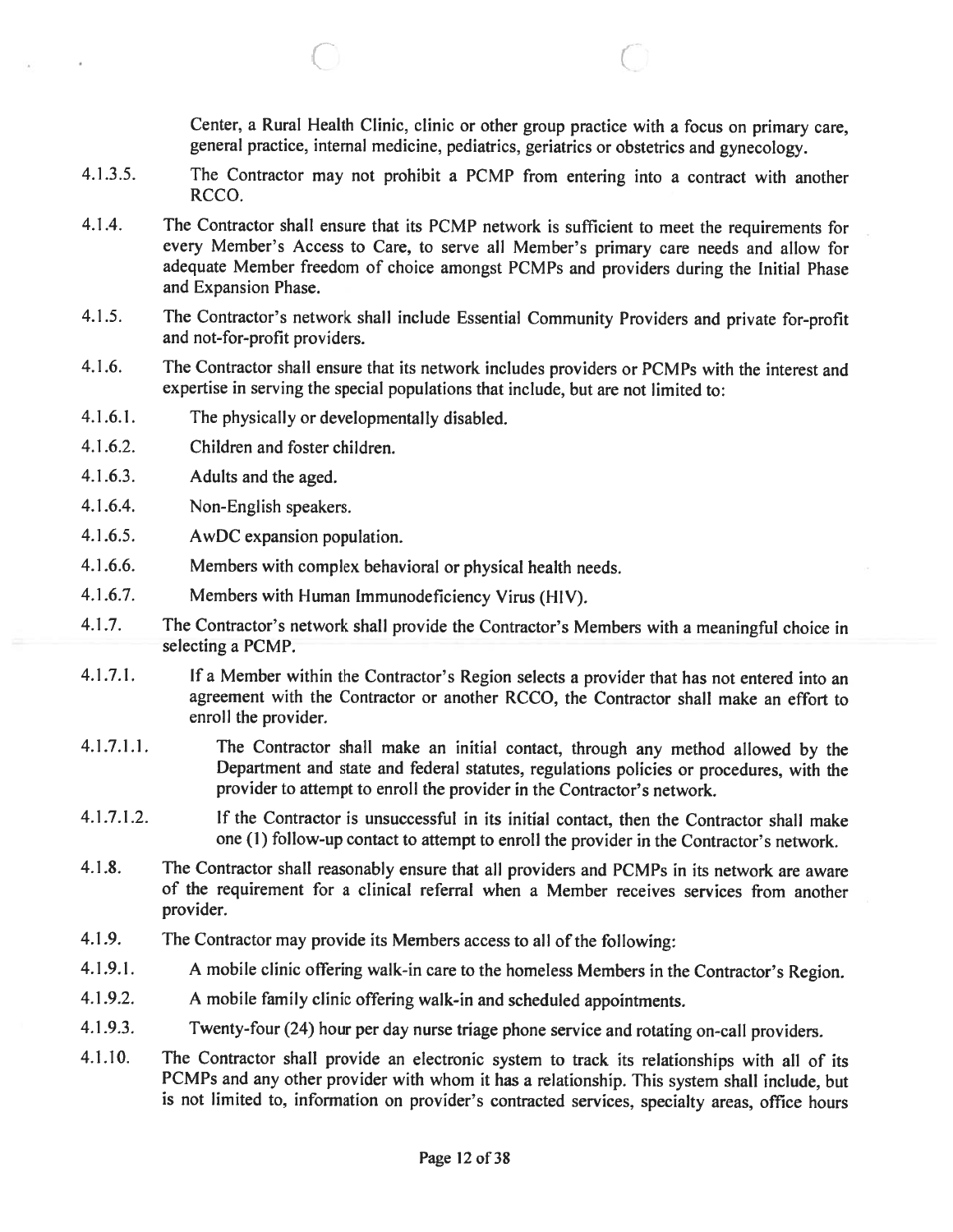Center, a Rural Health Clinic, clinic or other group practice with a focus on primary care, general practice, internal medicine, pediatrics, geriatrics or obstetrics and gynecology.

4.1.3.5. The Contractor may not prohibit a PCMP from entering into a contract with another RCCO.

4.1.4. The Contractor shall ensure that its PCMP network is sufficient to meet the requirements for every Member's Access to Care, to serve all Member's primary care needs and allow for adequate Member freedom of choice amongst PCMPs and providers during the Initial Phase and Expansion Phase.

4.1.5. The Contractor's network shall include Essential Community Providers and private for-profit and not-for-profit providers.

4.1.6. The Contractor shall ensure that its network includes providers or PCMPs with the interest and expertise in serving the special populations that include, but are not limited to:

4.1.6.1. The physically or developmentally disabled.

4.1.6.2. Children and foster children.

4.1.6.3. Adults and the aged.

4.1.6.4. Non-English speakers.

4.1.6.5. AwDC expansion population.

4.1.6.6. Members with complex behavioral or physical health needs.

4.1.6.7. Members with Human Immunodeficiency Virus (HIV).

4.1.7. The Contractor's network shall provide the Contractor's Members with a meaningful choice in selecting a PCMP.

4.1.7.1. If a Member within the Contractor's Region selects a provider that has not entered into an agreement with the Contractor or another RCCO, the Contractor shall make an effort to enroll the provider.

4.1.7.1.1. The Contractor shall make an initial contact, through any method allowed by the Department and state and federal statutes, regulations policies or procedures, with the provider to attempt to enroll the provider in the Contractor's network.

4.1.7.1.2. If the Contractor is unsuccessful in its initial contact, then the Contractor shall make one (1) follow-up contact to attempt to enroll the provider in the Contractor's network.

4.1.8. The Contractor shall reasonably ensure that all providers and PCMPs in its network are aware of the requirement for a clinical referral when a Member receives services from another provider.

4.1.9. The Contractor may provide its Members access to all of the following:

4.1.9.1. A mobile clinic offering walk-in care to the homeless Members in the Contractor's Region.

4.1.9.2. A mobile family clinic offering walk-in and scheduled appointments.

4.1.9.3. Twenty-four (24) hour per day nurse triage phone service and rotating on-call providers.

4.1.10. The Contractor shall provide an electronic system to track its relationships with all of its PCMPs and any other provider with whom it has a relationship. This system shall include, but is not limited to, information on provider's contracted services, specialty areas, office hours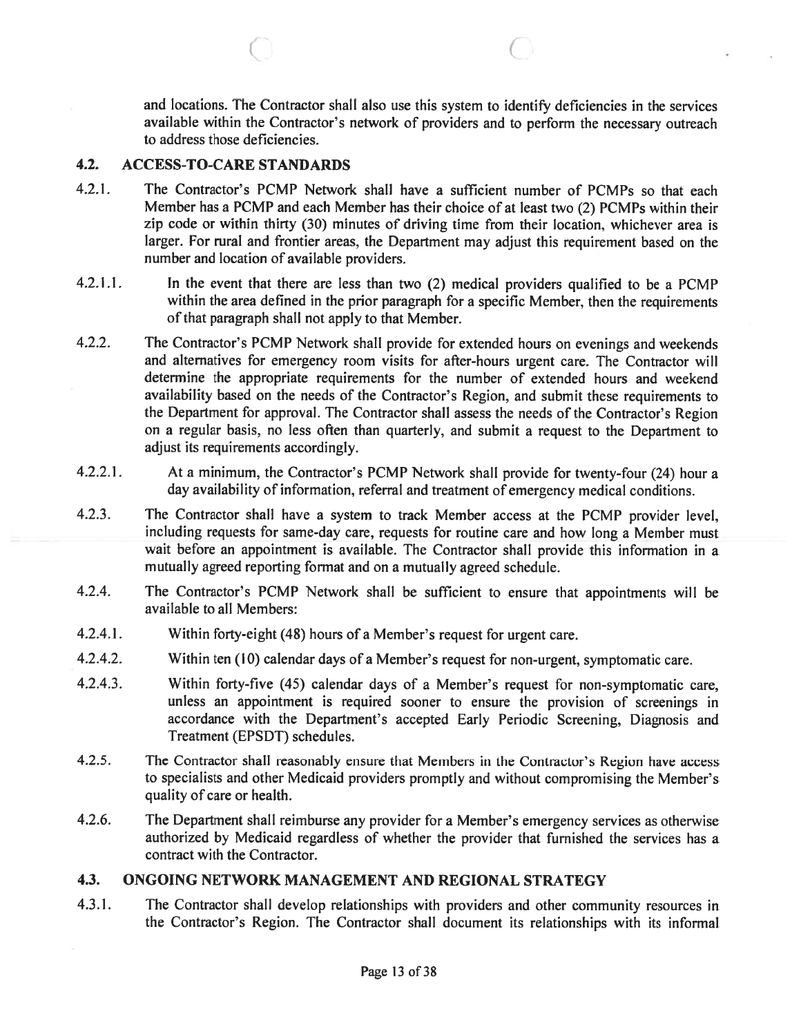and locations. The Contractor shall also use this system to identify deficiencies in the services available within the Contractor's network of providers and to perform the necessary outreach to address those deficiencies.

## 4.2. ACCESS-TO-CARE STANDARDS

4.2.1. The Contractor's PCMP Network shall have a sufficient number of PCMPs so that each Member has a PCMP and each Member has their choice of at least two (2) PCMPs within their zip code or within thirty (30) minutes of driving time from their location, whichever area is larger. For rural and frontier areas, the Department may adjust this requirement based on the number and location of available providers.

4.2.1.1. In the event that there are less than two (2) medical providers qualified to be a PCMP within the area defined in the prior paragraph for a specific Member, then the requirements of that paragraph shall not apply to that Member.

4.2.2. The Contractor's PCMP Network shall provide for extended hours on evenings and weekends and alternatives for emergency room visits for after-hours urgent care. The Contractor will determine the appropriate requirements for the number of extended hours and weekend availability based on the needs of the Contractor's Region, and submit these requirements to the Department for approval. The Contractor shall assess the needs of the Contractor's Region on a regular basis, no less often than quarterly, and submit a request to the Department to adjust its requirements accordingly.

4.2.2.1. At a minimum, the Contractor's PCMP Network shall provide for twenty-four (24) hour a day availability of information, referral and treatment of emergency medical conditions.

4.2.3. The Contractor shall have a system to track Member access at the PCMP provider level, including requests for same-day care, requests for routine care and how long a Member must wait before an appointment is available. The Contractor shall provide this information in a mutually agreed reporting format and on a mutually agreed schedule.

4.2.4. The Contractor's PCMP Network shall be sufficient to ensure that appointments will be available to all Members:

4.2.4.1. Within forty-eight (48) hours of a Member's request for urgent care.

4.2.4.2. Within ten (10) calendar days of a Member's request for non-urgent, symptomatic care.

4.2.4.3. Within forty-five (45) calendar days of a Member's request for non-symptomatic care, unless an appointment is required sooner to ensure the provision of screenings in accordance with the Department's accepted Early Periodic Screening, Diagnosis and Treatment (EPSDT) schedules.

4.2.5. The Contractor shall reasonably ensure that Members in the Contractor's Region have access to specialists and other Medicaid providers promptly and without compromising the Member's quality of care or health.

4.2.6. The Department shall reimburse any provider for a Member's emergency services as otherwise authorized by Medicaid regardless of whether the provider that furnished the services has a contract with the Contractor.

## 4.3. ONGOING NETWORK MANAGEMENT AND REGIONAL STRATEGY

4.3.1. The Contractor shall develop relationships with providers and other community resources in the Contractor's Region. The Contractor shall document its relationships with its informal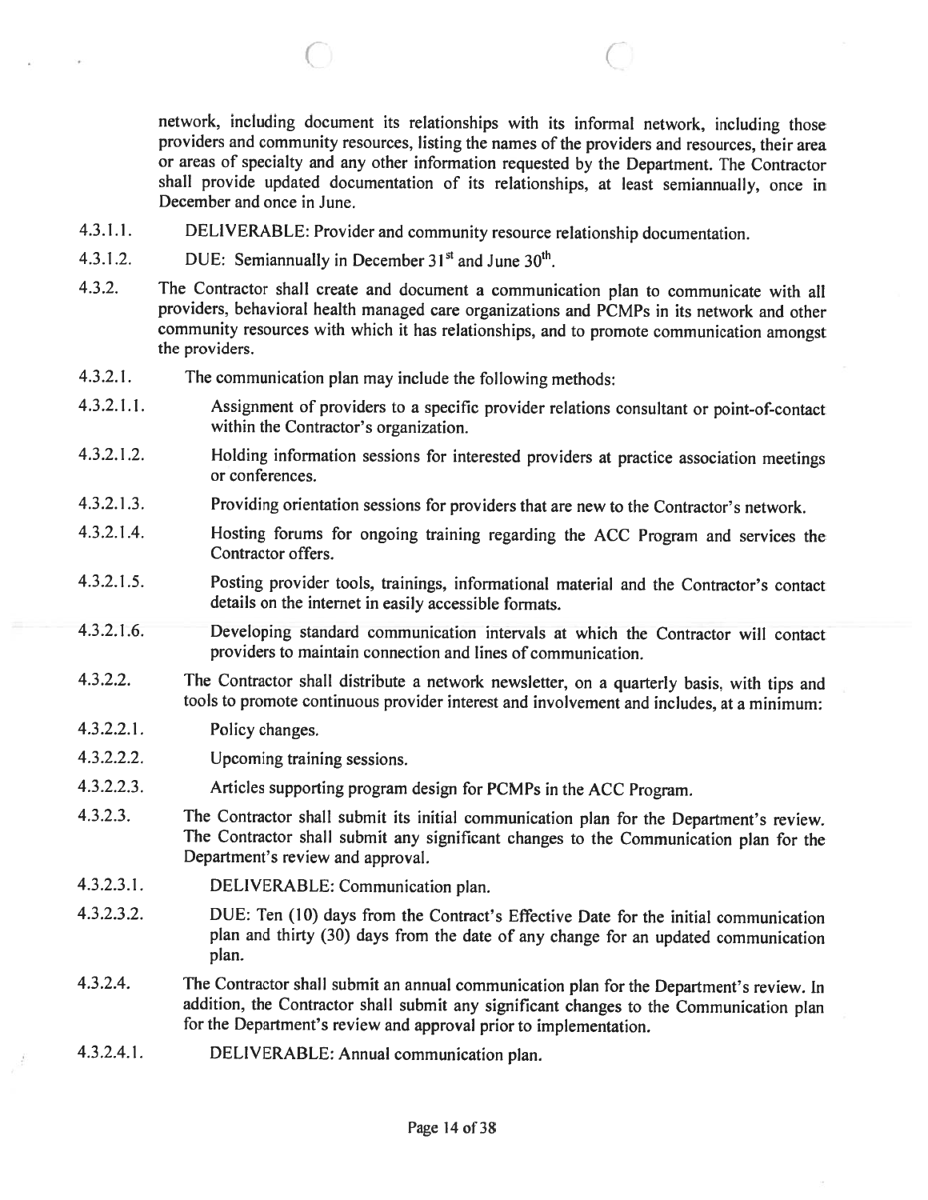network, including document its relationships with its informal network, including those providers and community resources, listing the names of the providers and resources, their area or areas of specialty and any other information requested by the Department. The Contractor shall provide updated documentation of its relationships, at least semiannually, once in December and once in June.

4.3.1.1. DELIVERABLE: Provider and community resource relationship documentation.

4.3.1.2. DUE: Semiannually in December 31st and June 30th.

4.3.2. The Contractor shall create and document a communication plan to communicate with all providers, behavioral health managed care organizations and PCMPs in its network and other community resources with which it has relationships, and to promote communication amongst the providers.

4.3.2.1. The communication plan may include the following methods:

4.3.2.1.1. Assignment of providers to a specific provider relations consultant or point-of-contact within the Contractor's organization.

4.3.2.1.2. Holding information sessions for interested providers at practice association meetings or conferences.

4.3.2.1.3. Providing orientation sessions for providers that are new to the Contractor's network.

4.3.2.1.4. Hosting forums for ongoing training regarding the ACC Program and services the Contractor offers.

4.3.2.1.5. Posting provider tools, trainings, informational material and the Contractor's contact details on the internet in easily accessible formats.

4.3.2.1.6. Developing standard communication intervals at which the Contractor will contact providers to maintain connection and lines of communication.

4.3.2.2. The Contractor shall distribute a network newsletter, on a quarterly basis, with tips and tools to promote continuous provider interest and involvement and includes, at a minimum:

4.3.2.2.1. Policy changes.

4.3.2.2.2. Upcoming training sessions.

4.3.2.2.3. Articles supporting program design for PCMPs in the ACC Program.

4.3.2.3. The Contractor shall submit its initial communication plan for the Department's review. The Contractor shall submit any significant changes to the Communication plan for the Department's review and approval.

4.3.2.3.1. DELIVERABLE: Communication plan.

4.3.2.3.2. DUE: Ten (10) days from the Contract's Effective Date for the initial communication plan and thirty (30) days from the date of any change for an updated communication plan.

4.3.2.4. The Contractor shall submit an annual communication plan for the Department's review. In addition, the Contractor shall submit any significant changes to the Communication plan for the Department's review and approval prior to implementation.

4.3.2.4.1. DELIVERABLE: Annual communication plan.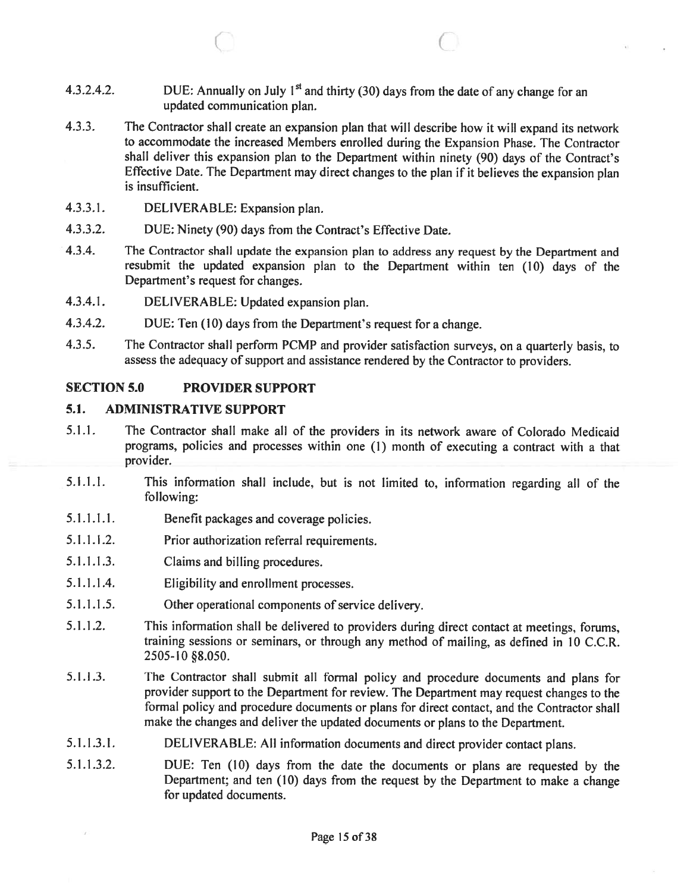4.3.2.4.2. DUE: Annually on July 1st and thirty (30) days from the date of any change for an updated communication plan.

4.3.3. The Contractor shall create an expansion plan that will describe how it will expand its network to accommodate the increased Members enrolled during the Expansion Phase. The Contractor shall deliver this expansion plan to the Department within ninety (90) days of the Contract's Effective Date. The Department may direct changes to the plan if it believes the expansion plan is insufficient.

4.3.3.1. DELIVERABLE: Expansion plan.

4.3.3.2. DUE: Ninety (90) days from the Contract's Effective Date.

4.3.4. The Contractor shall update the expansion plan to address any request by the Department and resubmit the updated expansion plan to the Department within ten (10) days of the Department's request for changes.

4.3.4.1. DELIVERABLE: Updated expansion plan.

4.3.4.2. DUE: Ten (10) days from the Department's request for a change.

4.3.5. The Contractor shall perform PCMP and provider satisfaction surveys, on a quarterly basis, to assess the adequacy of support and assistance rendered by the Contractor to providers.

## SECTION 5.0 PROVIDER SUPPORT

### 5.1. ADMINISTRATIVE SUPPORT

5.1.1. The Contractor shall make all of the providers in its network aware of Colorado Medicaid programs, policies and processes within one (1) month of executing a contract with a that provider.

5.1.1.1. This information shall include, but is not limited to, information regarding all of the following:

5.1.1.1.1. Benefit packages and coverage policies.

5.1.1.1.2. Prior authorization referral requirements.

5.1.1.1.3. Claims and billing procedures.

5.1.1.1.4. Eligibility and enrollment processes.

5.1.1.1.5. Other operational components of service delivery.

5.1.1.2. This information shall be delivered to providers during direct contact at meetings, forums, training sessions or seminars, or through any method of mailing, as defined in 10 C.C.R. 2505-10 §8.050.

5.1.1.3. The Contractor shall submit all formal policy and procedure documents and plans for provider support to the Department for review. The Department may request changes to the formal policy and procedure documents or plans for direct contact, and the Contractor shall make the changes and deliver the updated documents or plans to the Department.

5.1.1.3.1. DELIVERABLE: All information documents and direct provider contact plans.

5.1.1.3.2. DUE: Ten (10) days from the date the documents or plans are requested by the Department; and ten (10) days from the request by the Department to make a change for updated documents.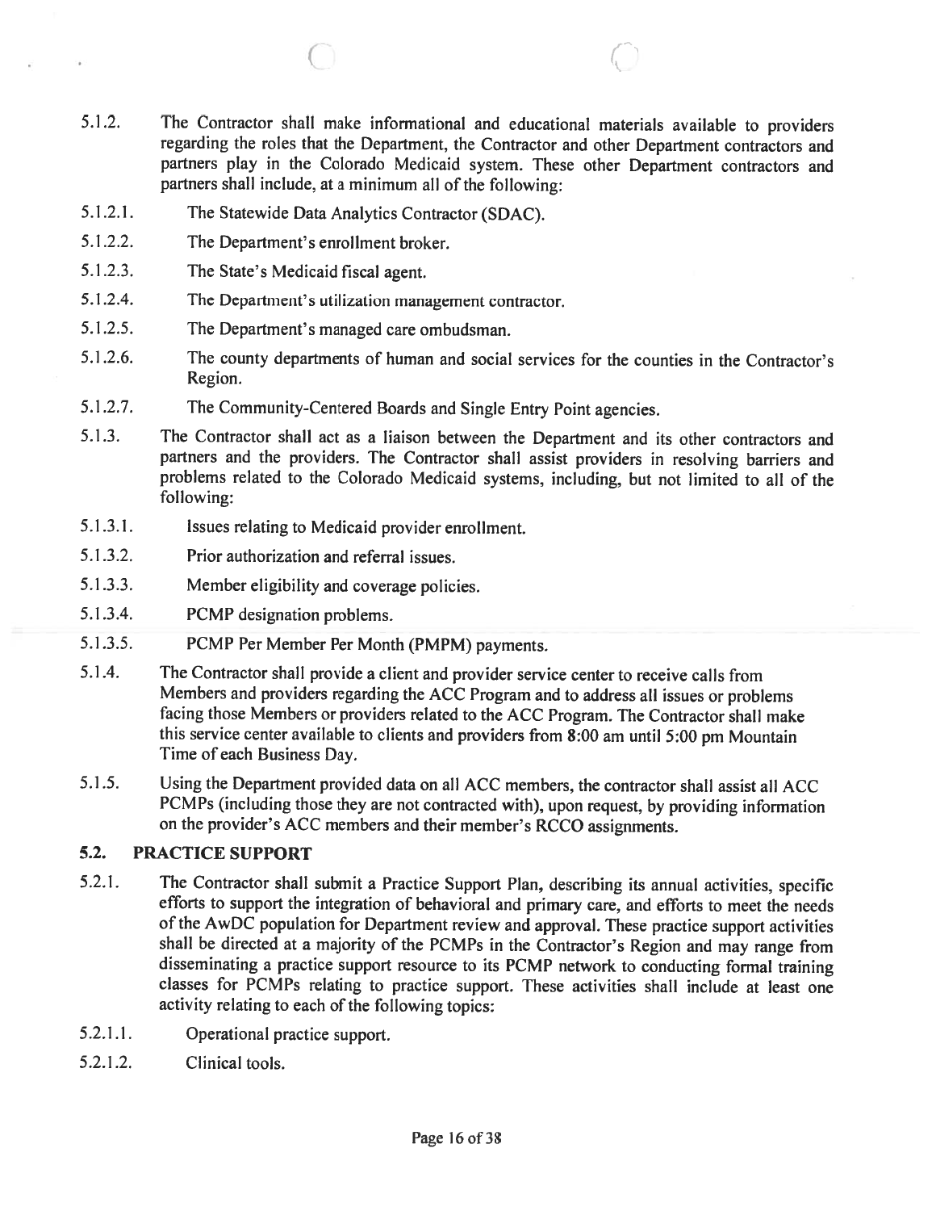5.1.2. The Contractor shall make informational and educational materials available to providers regarding the roles that the Department, the Contractor and other Department contractors and partners play in the Colorado Medicaid system. These other Department contractors and partners shall include, at a minimum all of the following:

5.1.2.1. The Statewide Data Analytics Contractor (SDAC).

5.1.2.2. The Department's enrollment broker.

5.1.2.3. The State's Medicaid fiscal agent.

5.1.2.4. The Department's utilization management contractor.

5.1.2.5. The Department's managed care ombudsman.

5.1.2.6. The county departments of human and social services for the counties in the Contractor's Region.

5.1.2.7. The Community-Centered Boards and Single Entry Point agencies.

5.1.3. The Contractor shall act as a liaison between the Department and its other contractors and partners and the providers. The Contractor shall assist providers in resolving barriers and problems related to the Colorado Medicaid systems, including, but not limited to all of the following:

5.1.3.1. Issues relating to Medicaid provider enrollment.

5.1.3.2. Prior authorization and referral issues.

5.1.3.3. Member eligibility and coverage policies.

5.1.3.4. PCMP designation problems.

5.1.3.5. PCMP Per Member Per Month (PMPM) payments.

5.1.4. The Contractor shall provide a client and provider service center to receive calls from Members and providers regarding the ACC Program and to address all issues or problems facing those Members or providers related to the ACC Program. The Contractor shall make this service center available to clients and providers from 8:00 am until 5:00 pm Mountain Time of each Business Day.

5.1.5. Using the Department provided data on all ACC members, the contractor shall assist all ACC PCMPs (including those they are not contracted with), upon request, by providing information on the provider's ACC members and their member's RCCO assignments.

## 5.2. PRACTICE SUPPORT

5.2.1. The Contractor shall submit a Practice Support Plan, describing its annual activities, specific efforts to support the integration of behavioral and primary care, and efforts to meet the needs of the AwDC population for Department review and approval. These practice support activities shall be directed at a majority of the PCMPs in the Contractor's Region and may range from disseminating a practice support resource to its PCMP network to conducting formal training classes for PCMPs relating to practice support. These activities shall include at least one activity relating to each of the following topics:

5.2.1.1. Operational practice support.

5.2.1.2. Clinical tools.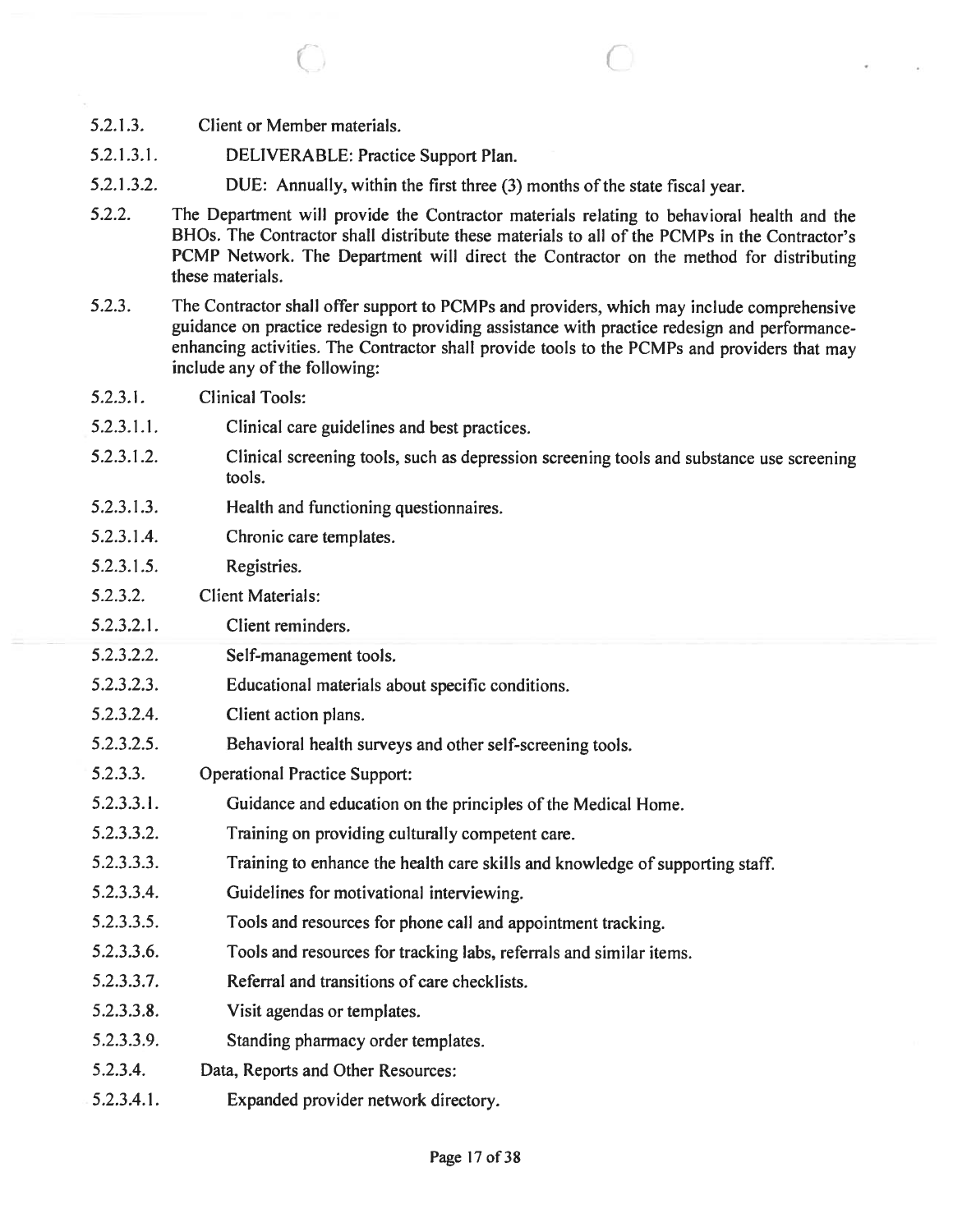5.2.1.3. Client or Member materials.

5.2.1.3.1. DELIVERABLE: Practice Support Plan.

5.2.1.3.2. DUE: Annually, within the first three (3) months of the state fiscal year.

5.2.2. The Department will provide the Contractor materials relating to behavioral health and the BHOs. The Contractor shall distribute these materials to all of the PCMPs in the Contractor's PCMP Network. The Department will direct the Contractor on the method for distributing these materials.

5.2.3. The Contractor shall offer support to PCMPs and providers, which may include comprehensive guidance on practice redesign to providing assistance with practice redesign and performance-enhancing activities. The Contractor shall provide tools to the PCMPs and providers that may include any of the following:

5.2.3.1. Clinical Tools:

5.2.3.1.1. Clinical care guidelines and best practices.

5.2.3.1.2. Clinical screening tools, such as depression screening tools and substance use screening tools.

5.2.3.1.3. Health and functioning questionnaires.

5.2.3.1.4. Chronic care templates.

5.2.3.1.5. Registries.

5.2.3.2. Client Materials:

5.2.3.2.1. Client reminders.

5.2.3.2.2. Self-management tools.

5.2.3.2.3. Educational materials about specific conditions.

5.2.3.2.4. Client action plans.

5.2.3.2.5. Behavioral health surveys and other self-screening tools.

5.2.3.3. Operational Practice Support:

5.2.3.3.1. Guidance and education on the principles of the Medical Home.

5.2.3.3.2. Training on providing culturally competent care.

5.2.3.3.3. Training to enhance the health care skills and knowledge of supporting staff.

5.2.3.3.4. Guidelines for motivational interviewing.

5.2.3.3.5. Tools and resources for phone call and appointment tracking.

5.2.3.3.6. Tools and resources for tracking labs, referrals and similar items.

5.2.3.3.7. Referral and transitions of care checklists.

5.2.3.3.8. Visit agendas or templates.

5.2.3.3.9. Standing pharmacy order templates.

5.2.3.4. Data, Reports and Other Resources:

5.2.3.4.1. Expanded provider network directory.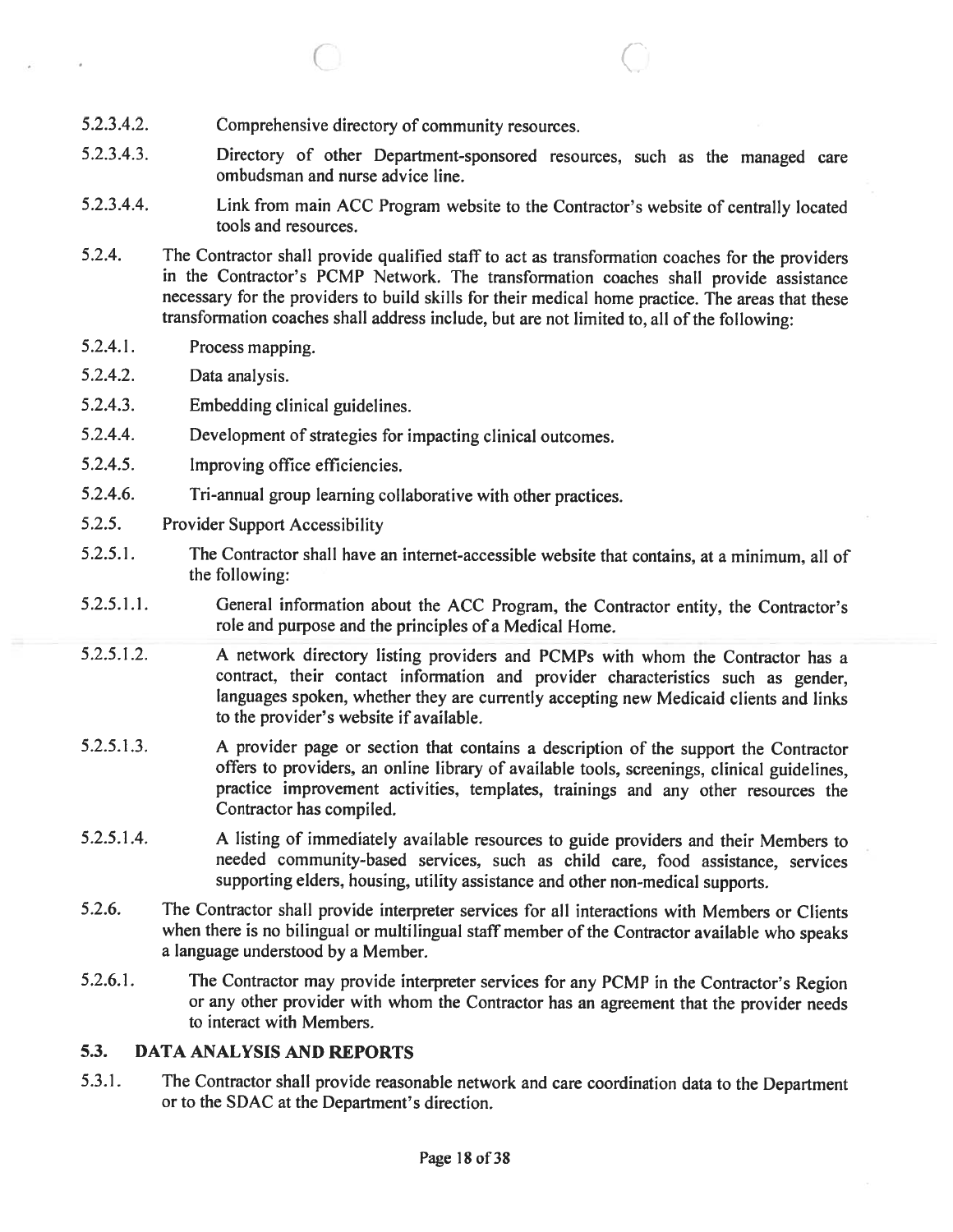5.2.3.4.2. Comprehensive directory of community resources.

5.2.3.4.3. Directory of other Department-sponsored resources, such as the managed care ombudsman and nurse advice line.

5.2.3.4.4. Link from main ACC Program website to the Contractor's website of centrally located tools and resources.

5.2.4. The Contractor shall provide qualified staff to act as transformation coaches for the providers in the Contractor's PCMP Network. The transformation coaches shall provide assistance necessary for the providers to build skills for their medical home practice. The areas that these transformation coaches shall address include, but are not limited to, all of the following:

5.2.4.1. Process mapping.

5.2.4.2. Data analysis.

5.2.4.3. Embedding clinical guidelines.

5.2.4.4. Development of strategies for impacting clinical outcomes.

5.2.4.5. Improving office efficiencies.

5.2.4.6. Tri-annual group learning collaborative with other practices.

5.2.5. Provider Support Accessibility

5.2.5.1. The Contractor shall have an internet-accessible website that contains, at a minimum, all of the following:

5.2.5.1.1. General information about the ACC Program, the Contractor entity, the Contractor's role and purpose and the principles of a Medical Home.

5.2.5.1.2. A network directory listing providers and PCMPs with whom the Contractor has a contract, their contact information and provider characteristics such as gender, languages spoken, whether they are currently accepting new Medicaid clients and links to the provider's website if available.

5.2.5.1.3. A provider page or section that contains a description of the support the Contractor offers to providers, an online library of available tools, screenings, clinical guidelines, practice improvement activities, templates, trainings and any other resources the Contractor has compiled.

5.2.5.1.4. A listing of immediately available resources to guide providers and their Members to needed community-based services, such as child care, food assistance, services supporting elders, housing, utility assistance and other non-medical supports.

5.2.6. The Contractor shall provide interpreter services for all interactions with Members or Clients when there is no bilingual or multilingual staff member of the Contractor available who speaks a language understood by a Member.

5.2.6.1. The Contractor may provide interpreter services for any PCMP in the Contractor's Region or any other provider with whom the Contractor has an agreement that the provider needs to interact with Members.

## 5.3. DATA ANALYSIS AND REPORTS

5.3.1. The Contractor shall provide reasonable network and care coordination data to the Department or to the SDAC at the Department's direction.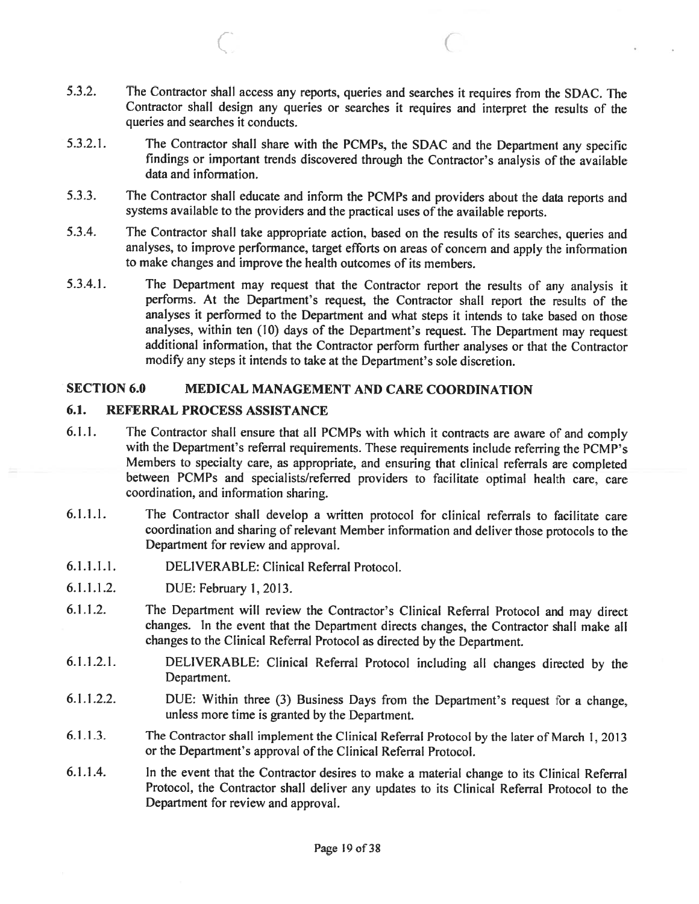5.3.2. The Contractor shall access any reports, queries and searches it requires from the SDAC. The Contractor shall design any queries or searches it requires and interpret the results of the queries and searches it conducts.

5.3.2.1. The Contractor shall share with the PCMPs, the SDAC and the Department any specific findings or important trends discovered through the Contractor's analysis of the available data and information.

5.3.3. The Contractor shall educate and inform the PCMPs and providers about the data reports and systems available to the providers and the practical uses of the available reports.

5.3.4. The Contractor shall take appropriate action, based on the results of its searches, queries and analyses, to improve performance, target efforts on areas of concern and apply the information to make changes and improve the health outcomes of its members.

5.3.4.1. The Department may request that the Contractor report the results of any analysis it performs. At the Department's request, the Contractor shall report the results of the analyses it performed to the Department and what steps it intends to take based on those analyses, within ten (10) days of the Department's request. The Department may request additional information, that the Contractor perform further analyses or that the Contractor modify any steps it intends to take at the Department's sole discretion.

## SECTION 6.0 MEDICAL MANAGEMENT AND CARE COORDINATION

### 6.1. REFERRAL PROCESS ASSISTANCE

6.1.1. The Contractor shall ensure that all PCMPs with which it contracts are aware of and comply with the Department's referral requirements. These requirements include referring the PCMP's Members to specialty care, as appropriate, and ensuring that clinical referrals are completed between PCMPs and specialists/referred providers to facilitate optimal health care, care coordination, and information sharing.

6.1.1.1. The Contractor shall develop a written protocol for clinical referrals to facilitate care coordination and sharing of relevant Member information and deliver those protocols to the Department for review and approval.

6.1.1.1.1. DELIVERABLE: Clinical Referral Protocol.

6.1.1.1.2. DUE: February 1, 2013.

6.1.1.2. The Department will review the Contractor's Clinical Referral Protocol and may direct changes. In the event that the Department directs changes, the Contractor shall make all changes to the Clinical Referral Protocol as directed by the Department.

6.1.1.2.1. DELIVERABLE: Clinical Referral Protocol including all changes directed by the Department.

6.1.1.2.2. DUE: Within three (3) Business Days from the Department's request for a change, unless more time is granted by the Department.

6.1.1.3. The Contractor shall implement the Clinical Referral Protocol by the later of March 1, 2013 or the Department's approval of the Clinical Referral Protocol.

6.1.1.4. In the event that the Contractor desires to make a material change to its Clinical Referral Protocol, the Contractor shall deliver any updates to its Clinical Referral Protocol to the Department for review and approval.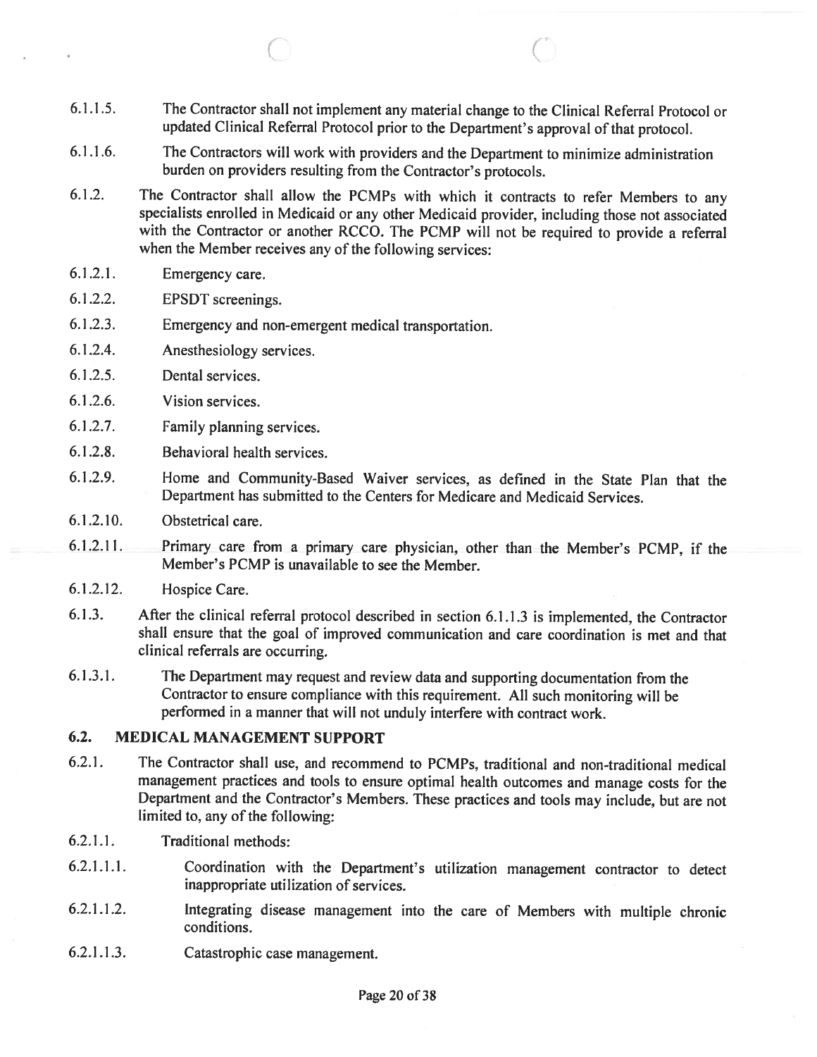6.1.1.5. The Contractor shall not implement any material change to the Clinical Referral Protocol or updated Clinical Referral Protocol prior to the Department's approval of that protocol.

6.1.1.6. The Contractors will work with providers and the Department to minimize administration burden on providers resulting from the Contractor's protocols.

6.1.2. The Contractor shall allow the PCMPs with which it contracts to refer Members to any specialists enrolled in Medicaid or any other Medicaid provider, including those not associated with the Contractor or another RCCO. The PCMP will not be required to provide a referral when the Member receives any of the following services:

6.1.2.1. Emergency care.

6.1.2.2. EPSDT screenings.

6.1.2.3. Emergency and non-emergent medical transportation.

6.1.2.4. Anesthesiology services.

6.1.2.5. Dental services.

6.1.2.6. Vision services.

6.1.2.7. Family planning services.

6.1.2.8. Behavioral health services.

6.1.2.9. Home and Community-Based Waiver services, as defined in the State Plan that the Department has submitted to the Centers for Medicare and Medicaid Services.

6.1.2.10. Obstetrical care.

6.1.2.11. Primary care from a primary care physician, other than the Member's PCMP, if the Member's PCMP is unavailable to see the Member.

6.1.2.12. Hospice Care.

6.1.3. After the clinical referral protocol described in section 6.1.1.3 is implemented, the Contractor shall ensure that the goal of improved communication and care coordination is met and that clinical referrals are occurring.

6.1.3.1. The Department may request and review data and supporting documentation from the Contractor to ensure compliance with this requirement. All such monitoring will be performed in a manner that will not unduly interfere with contract work.

## 6.2. MEDICAL MANAGEMENT SUPPORT

6.2.1. The Contractor shall use, and recommend to PCMPs, traditional and non-traditional medical management practices and tools to ensure optimal health outcomes and manage costs for the Department and the Contractor's Members. These practices and tools may include, but are not limited to, any of the following:

6.2.1.1. Traditional methods:

6.2.1.1.1. Coordination with the Department's utilization management contractor to detect inappropriate utilization of services.

6.2.1.1.2. Integrating disease management into the care of Members with multiple chronic conditions.

6.2.1.1.3. Catastrophic case management.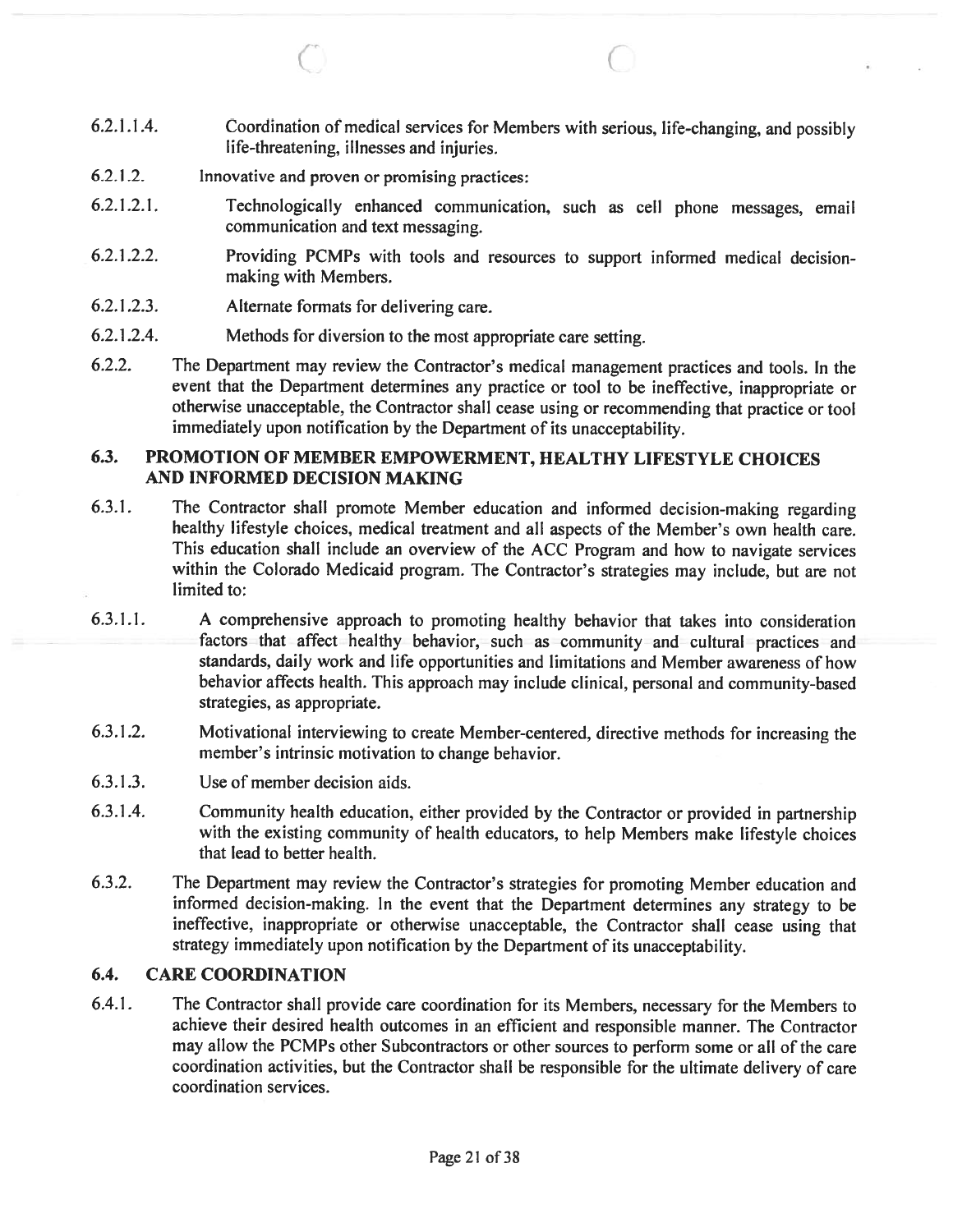6.2.1.1.4. Coordination of medical services for Members with serious, life-changing, and possibly life-threatening, illnesses and injuries.

6.2.1.2. Innovative and proven or promising practices:

6.2.1.2.1. Technologically enhanced communication, such as cell phone messages, email communication and text messaging.

6.2.1.2.2. Providing PCMPs with tools and resources to support informed medical decision-making with Members.

6.2.1.2.3. Alternate formats for delivering care.

6.2.1.2.4. Methods for diversion to the most appropriate care setting.

6.2.2. The Department may review the Contractor's medical management practices and tools. In the event that the Department determines any practice or tool to be ineffective, inappropriate or otherwise unacceptable, the Contractor shall cease using or recommending that practice or tool immediately upon notification by the Department of its unacceptability.

## 6.3. PROMOTION OF MEMBER EMPOWERMENT, HEALTHY LIFESTYLE CHOICES AND INFORMED DECISION MAKING

6.3.1. The Contractor shall promote Member education and informed decision-making regarding healthy lifestyle choices, medical treatment and all aspects of the Member's own health care. This education shall include an overview of the ACC Program and how to navigate services within the Colorado Medicaid program. The Contractor's strategies may include, but are not limited to:

6.3.1.1. A comprehensive approach to promoting healthy behavior that takes into consideration factors that affect healthy behavior, such as community and cultural practices and standards, daily work and life opportunities and limitations and Member awareness of how behavior affects health. This approach may include clinical, personal and community-based strategies, as appropriate.

6.3.1.2. Motivational interviewing to create Member-centered, directive methods for increasing the member's intrinsic motivation to change behavior.

6.3.1.3. Use of member decision aids.

6.3.1.4. Community health education, either provided by the Contractor or provided in partnership with the existing community of health educators, to help Members make lifestyle choices that lead to better health.

6.3.2. The Department may review the Contractor's strategies for promoting Member education and informed decision-making. In the event that the Department determines any strategy to be ineffective, inappropriate or otherwise unacceptable, the Contractor shall cease using that strategy immediately upon notification by the Department of its unacceptability.

## 6.4. CARE COORDINATION

6.4.1. The Contractor shall provide care coordination for its Members, necessary for the Members to achieve their desired health outcomes in an efficient and responsible manner. The Contractor may allow the PCMPs other Subcontractors or other sources to perform some or all of the care coordination activities, but the Contractor shall be responsible for the ultimate delivery of care coordination services.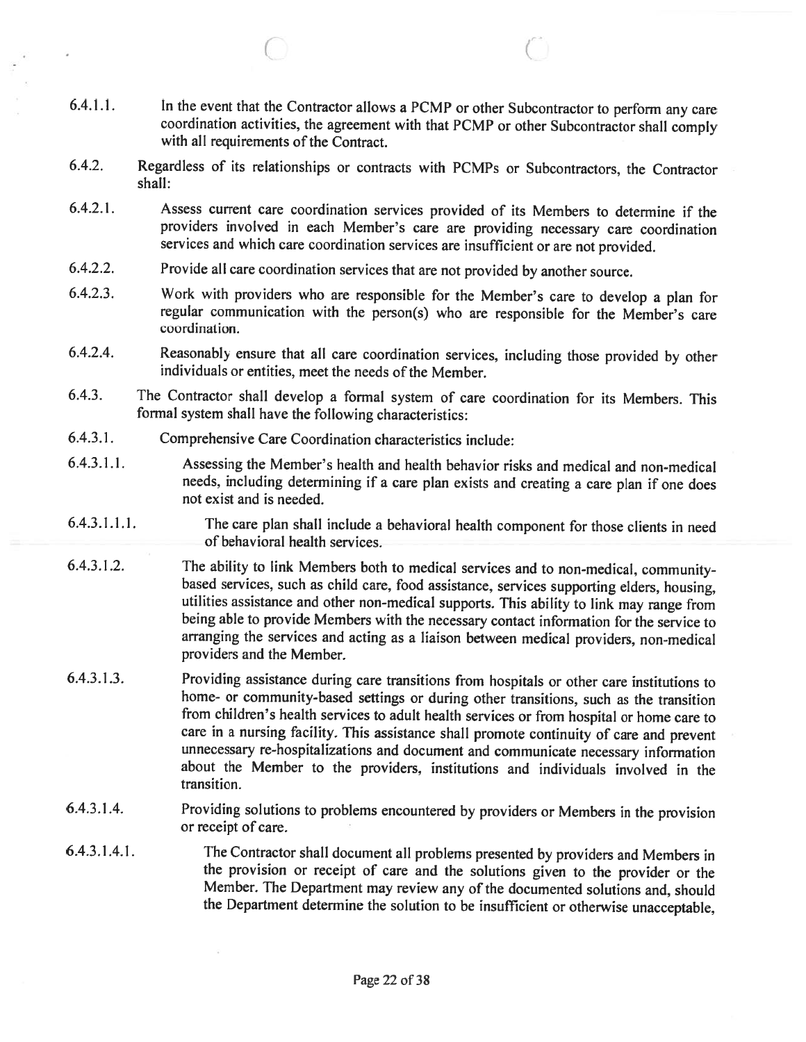6.4.1.1. In the event that the Contractor allows a PCMP or other Subcontractor to perform any care coordination activities, the agreement with that PCMP or other Subcontractor shall comply with all requirements of the Contract.

6.4.2. Regardless of its relationships or contracts with PCMPs or Subcontractors, the Contractor shall:

6.4.2.1. Assess current care coordination services provided of its Members to determine if the providers involved in each Member's care are providing necessary care coordination services and which care coordination services are insufficient or are not provided.

6.4.2.2. Provide all care coordination services that are not provided by another source.

6.4.2.3. Work with providers who are responsible for the Member's care to develop a plan for regular communication with the person(s) who are responsible for the Member's care coordination.

6.4.2.4. Reasonably ensure that all care coordination services, including those provided by other individuals or entities, meet the needs of the Member.

6.4.3. The Contractor shall develop a formal system of care coordination for its Members. This formal system shall have the following characteristics:

6.4.3.1. Comprehensive Care Coordination characteristics include:

6.4.3.1.1. Assessing the Member's health and health behavior risks and medical and non-medical needs, including determining if a care plan exists and creating a care plan if one does not exist and is needed.

6.4.3.1.1.1. The care plan shall include a behavioral health component for those clients in need of behavioral health services.

6.4.3.1.2. The ability to link Members both to medical services and to non-medical, community-based services, such as child care, food assistance, services supporting elders, housing, utilities assistance and other non-medical supports. This ability to link may range from being able to provide Members with the necessary contact information for the service to arranging the services and acting as a liaison between medical providers, non-medical providers and the Member.

6.4.3.1.3. Providing assistance during care transitions from hospitals or other care institutions to home- or community-based settings or during other transitions, such as the transition from children's health services to adult health services or from hospital or home care to care in a nursing facility. This assistance shall promote continuity of care and prevent unnecessary re-hospitalizations and document and communicate necessary information about the Member to the providers, institutions and individuals involved in the transition.

6.4.3.1.4. Providing solutions to problems encountered by providers or Members in the provision or receipt of care.

6.4.3.1.4.1. The Contractor shall document all problems presented by providers and Members in the provision or receipt of care and the solutions given to the provider or the Member. The Department may review any of the documented solutions and, should the Department determine the solution to be insufficient or otherwise unacceptable,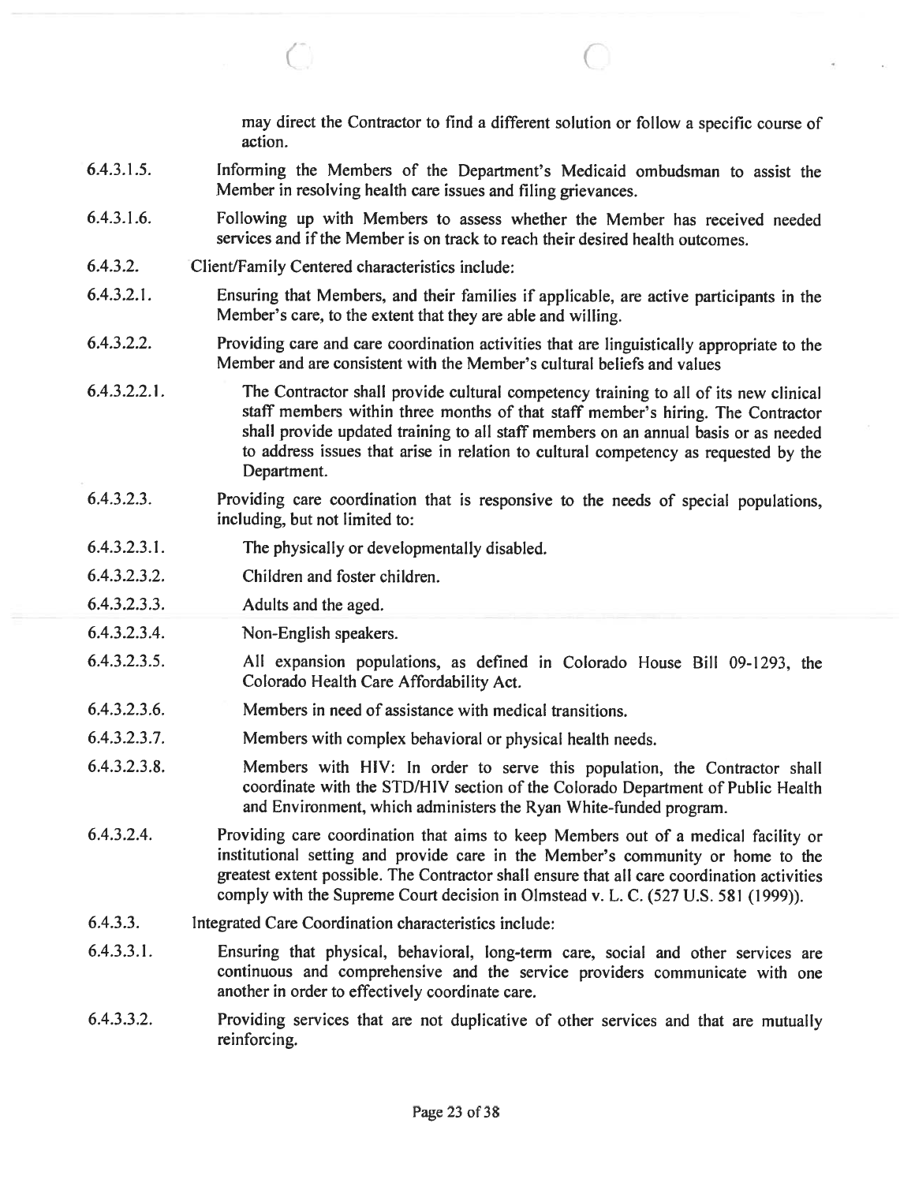may direct the Contractor to find a different solution or follow a specific course of action.

6.4.3.1.5. Informing the Members of the Department's Medicaid ombudsman to assist the Member in resolving health care issues and filing grievances.

6.4.3.1.6. Following up with Members to assess whether the Member has received needed services and if the Member is on track to reach their desired health outcomes.

6.4.3.2. Client/Family Centered characteristics include:

6.4.3.2.1. Ensuring that Members, and their families if applicable, are active participants in the Member's care, to the extent that they are able and willing.

6.4.3.2.2. Providing care and care coordination activities that are linguistically appropriate to the Member and are consistent with the Member's cultural beliefs and values

6.4.3.2.2.1. The Contractor shall provide cultural competency training to all of its new clinical staff members within three months of that staff member's hiring. The Contractor shall provide updated training to all staff members on an annual basis or as needed to address issues that arise in relation to cultural competency as requested by the Department.

6.4.3.2.3. Providing care coordination that is responsive to the needs of special populations, including, but not limited to:

6.4.3.2.3.1. The physically or developmentally disabled.

6.4.3.2.3.2. Children and foster children.

6.4.3.2.3.3. Adults and the aged.

6.4.3.2.3.4. Non-English speakers.

6.4.3.2.3.5. All expansion populations, as defined in Colorado House Bill 09-1293, the Colorado Health Care Affordability Act.

6.4.3.2.3.6. Members in need of assistance with medical transitions.

6.4.3.2.3.7. Members with complex behavioral or physical health needs.

6.4.3.2.3.8. Members with HIV: In order to serve this population, the Contractor shall coordinate with the STD/HIV section of the Colorado Department of Public Health and Environment, which administers the Ryan White-funded program.

6.4.3.2.4. Providing care coordination that aims to keep Members out of a medical facility or institutional setting and provide care in the Member's community or home to the greatest extent possible. The Contractor shall ensure that all care coordination activities comply with the Supreme Court decision in Olmstead v. L. C. (527 U.S. 581 (1999)).

6.4.3.3. Integrated Care Coordination characteristics include:

6.4.3.3.1. Ensuring that physical, behavioral, long-term care, social and other services are continuous and comprehensive and the service providers communicate with one another in order to effectively coordinate care.

6.4.3.3.2. Providing services that are not duplicative of other services and that are mutually reinforcing.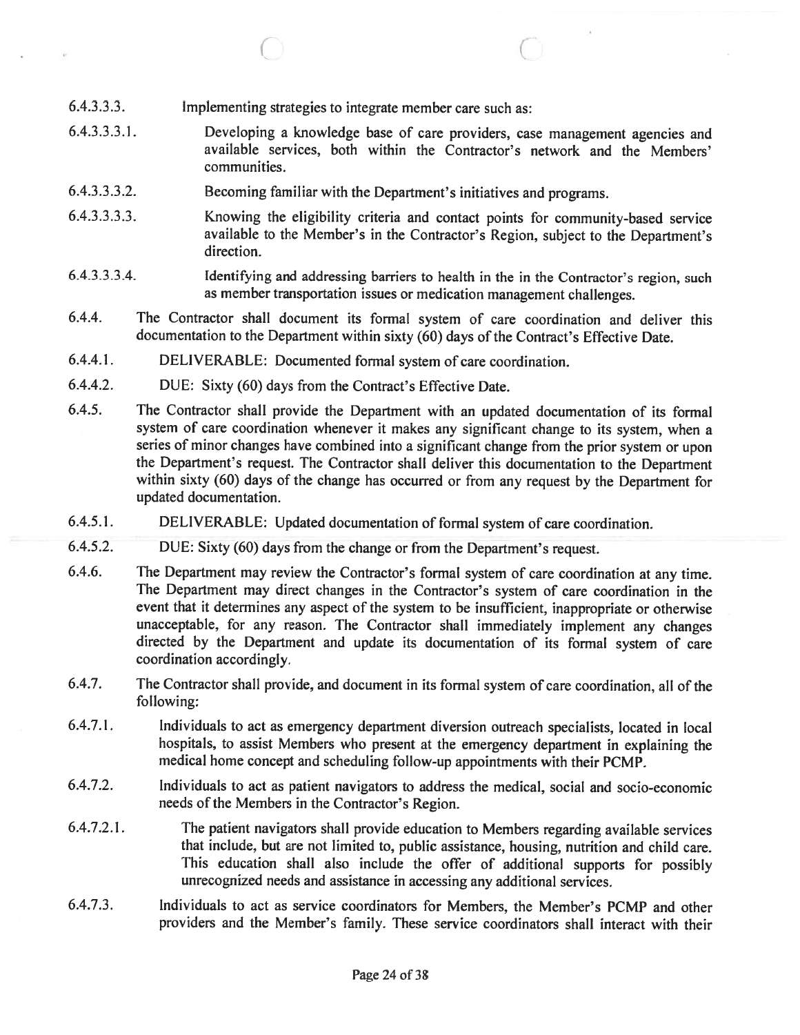6.4.3.3.3. Implementing strategies to integrate member care such as:

6.4.3.3.3.1. Developing a knowledge base of care providers, case management agencies and available services, both within the Contractor's network and the Members' communities.

6.4.3.3.3.2. Becoming familiar with the Department's initiatives and programs.

6.4.3.3.3.3. Knowing the eligibility criteria and contact points for community-based service available to the Member's in the Contractor's Region, subject to the Department's direction.

6.4.3.3.3.4. Identifying and addressing barriers to health in the in the Contractor's region, such as member transportation issues or medication management challenges.

6.4.4. The Contractor shall document its formal system of care coordination and deliver this documentation to the Department within sixty (60) days of the Contract's Effective Date.

6.4.4.1. DELIVERABLE: Documented formal system of care coordination.

6.4.4.2. DUE: Sixty (60) days from the Contract's Effective Date.

6.4.5. The Contractor shall provide the Department with an updated documentation of its formal system of care coordination whenever it makes any significant change to its system, when a series of minor changes have combined into a significant change from the prior system or upon the Department's request. The Contractor shall deliver this documentation to the Department within sixty (60) days of the change has occurred or from any request by the Department for updated documentation.

6.4.5.1. DELIVERABLE: Updated documentation of formal system of care coordination.

6.4.5.2. DUE: Sixty (60) days from the change or from the Department's request.

6.4.6. The Department may review the Contractor's formal system of care coordination at any time. The Department may direct changes in the Contractor's system of care coordination in the event that it determines any aspect of the system to be insufficient, inappropriate or otherwise unacceptable, for any reason. The Contractor shall immediately implement any changes directed by the Department and update its documentation of its formal system of care coordination accordingly.

6.4.7. The Contractor shall provide, and document in its formal system of care coordination, all of the following:

6.4.7.1. Individuals to act as emergency department diversion outreach specialists, located in local hospitals, to assist Members who present at the emergency department in explaining the medical home concept and scheduling follow-up appointments with their PCMP.

6.4.7.2. Individuals to act as patient navigators to address the medical, social and socio-economic needs of the Members in the Contractor's Region.

6.4.7.2.1. The patient navigators shall provide education to Members regarding available services that include, but are not limited to, public assistance, housing, nutrition and child care. This education shall also include the offer of additional supports for possibly unrecognized needs and assistance in accessing any additional services.

6.4.7.3. Individuals to act as service coordinators for Members, the Member's PCMP and other providers and the Member's family. These service coordinators shall interact with their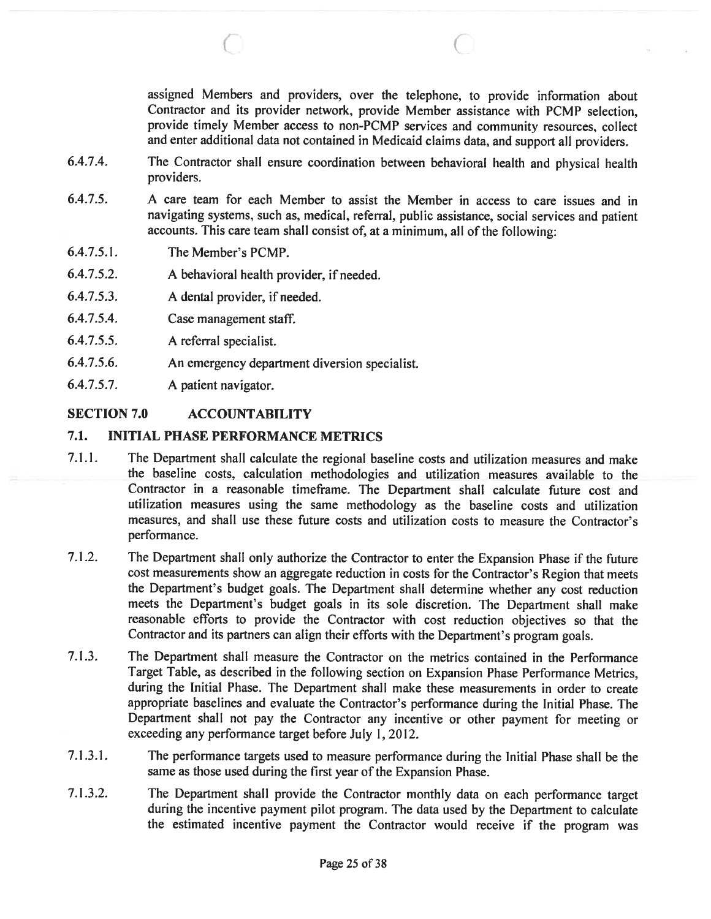assigned Members and providers, over the telephone, to provide information about Contractor and its provider network, provide Member assistance with PCMP selection, provide timely Member access to non-PCMP services and community resources, collect and enter additional data not contained in Medicaid claims data, and support all providers.

6.4.7.4. The Contractor shall ensure coordination between behavioral health and physical health providers.

6.4.7.5. A care team for each Member to assist the Member in access to care issues and in navigating systems, such as, medical, referral, public assistance, social services and patient accounts. This care team shall consist of, at a minimum, all of the following:

6.4.7.5.1. The Member's PCMP.

6.4.7.5.2. A behavioral health provider, if needed.

6.4.7.5.3. A dental provider, if needed.

6.4.7.5.4. Case management staff.

6.4.7.5.5. A referral specialist.

6.4.7.5.6. An emergency department diversion specialist.

6.4.7.5.7. A patient navigator.

## SECTION 7.0 ACCOUNTABILITY

### 7.1. INITIAL PHASE PERFORMANCE METRICS

7.1.1. The Department shall calculate the regional baseline costs and utilization measures and make the baseline costs, calculation methodologies and utilization measures available to the Contractor in a reasonable timeframe. The Department shall calculate future cost and utilization measures using the same methodology as the baseline costs and utilization measures, and shall use these future costs and utilization costs to measure the Contractor's performance.

7.1.2. The Department shall only authorize the Contractor to enter the Expansion Phase if the future cost measurements show an aggregate reduction in costs for the Contractor's Region that meets the Department's budget goals. The Department shall determine whether any cost reduction meets the Department's budget goals in its sole discretion. The Department shall make reasonable efforts to provide the Contractor with cost reduction objectives so that the Contractor and its partners can align their efforts with the Department's program goals.

7.1.3. The Department shall measure the Contractor on the metrics contained in the Performance Target Table, as described in the following section on Expansion Phase Performance Metrics, during the Initial Phase. The Department shall make these measurements in order to create appropriate baselines and evaluate the Contractor's performance during the Initial Phase. The Department shall not pay the Contractor any incentive or other payment for meeting or exceeding any performance target before July 1, 2012.

7.1.3.1. The performance targets used to measure performance during the Initial Phase shall be the same as those used during the first year of the Expansion Phase.

7.1.3.2. The Department shall provide the Contractor monthly data on each performance target during the incentive payment pilot program. The data used by the Department to calculate the estimated incentive payment the Contractor would receive if the program was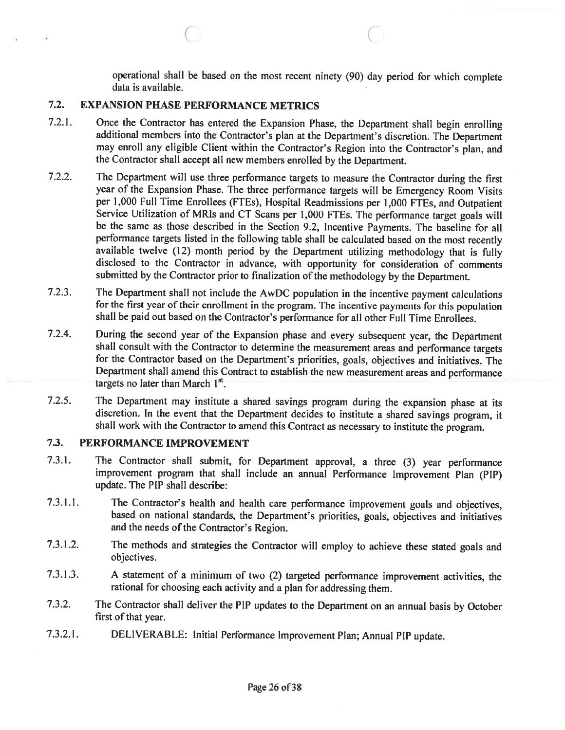operational shall be based on the most recent ninety (90) day period for which complete data is available.

### 7.2. EXPANSION PHASE PERFORMANCE METRICS

7.2.1. Once the Contractor has entered the Expansion Phase, the Department shall begin enrolling additional members into the Contractor's plan at the Department's discretion. The Department may enroll any eligible Client within the Contractor's Region into the Contractor's plan, and the Contractor shall accept all new members enrolled by the Department.

7.2.2. The Department will use three performance targets to measure the Contractor during the first year of the Expansion Phase. The three performance targets will be Emergency Room Visits per 1,000 Full Time Enrollees (FTEs), Hospital Readmissions per 1,000 FTEs, and Outpatient Service Utilization of MRIs and CT Scans per 1,000 FTEs. The performance target goals will be the same as those described in the Section 9.2, Incentive Payments. The baseline for all performance targets listed in the following table shall be calculated based on the most recently available twelve (12) month period by the Department utilizing methodology that is fully disclosed to the Contractor in advance, with opportunity for consideration of comments submitted by the Contractor prior to finalization of the methodology by the Department.

7.2.3. The Department shall not include the AwDC population in the incentive payment calculations for the first year of their enrollment in the program. The incentive payments for this population shall be paid out based on the Contractor's performance for all other Full Time Enrollees.

7.2.4. During the second year of the Expansion phase and every subsequent year, the Department shall consult with the Contractor to determine the measurement areas and performance targets for the Contractor based on the Department's priorities, goals, objectives and initiatives. The Department shall amend this Contract to establish the new measurement areas and performance targets no later than March 1st.

7.2.5. The Department may institute a shared savings program during the expansion phase at its discretion. In the event that the Department decides to institute a shared savings program, it shall work with the Contractor to amend this Contract as necessary to institute the program.

### 7.3. PERFORMANCE IMPROVEMENT

7.3.1. The Contractor shall submit, for Department approval, a three (3) year performance improvement program that shall include an annual Performance Improvement Plan (PIP) update. The PIP shall describe:

7.3.1.1. The Contractor's health and health care performance improvement goals and objectives, based on national standards, the Department's priorities, goals, objectives and initiatives and the needs of the Contractor's Region.

7.3.1.2. The methods and strategies the Contractor will employ to achieve these stated goals and objectives.

7.3.1.3. A statement of a minimum of two (2) targeted performance improvement activities, the rational for choosing each activity and a plan for addressing them.

7.3.2. The Contractor shall deliver the PIP updates to the Department on an annual basis by October first of that year.

7.3.2.1. DELIVERABLE: Initial Performance Improvement Plan; Annual PIP update.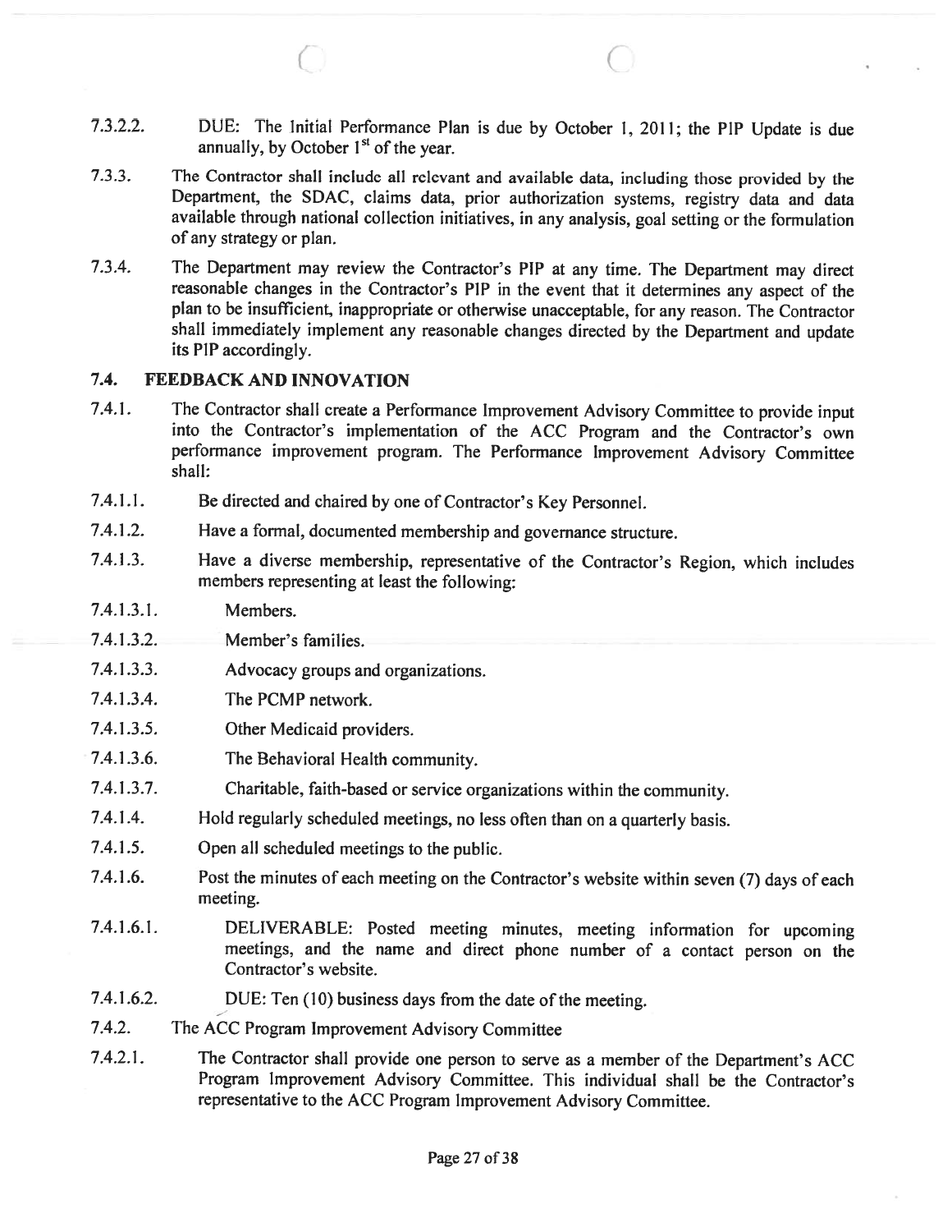7.3.2.2. DUE: The Initial Performance Plan is due by October 1, 2011; the PIP Update is due annually, by October 1st of the year.

7.3.3. The Contractor shall include all relevant and available data, including those provided by the Department, the SDAC, claims data, prior authorization systems, registry data and data available through national collection initiatives, in any analysis, goal setting or the formulation of any strategy or plan.

7.3.4. The Department may review the Contractor's PIP at any time. The Department may direct reasonable changes in the Contractor's PIP in the event that it determines any aspect of the plan to be insufficient, inappropriate or otherwise unacceptable, for any reason. The Contractor shall immediately implement any reasonable changes directed by the Department and update its PIP accordingly.

## 7.4. FEEDBACK AND INNOVATION

7.4.1. The Contractor shall create a Performance Improvement Advisory Committee to provide input into the Contractor's implementation of the ACC Program and the Contractor's own performance improvement program. The Performance Improvement Advisory Committee shall:

7.4.1.1. Be directed and chaired by one of Contractor's Key Personnel.

7.4.1.2. Have a formal, documented membership and governance structure.

7.4.1.3. Have a diverse membership, representative of the Contractor's Region, which includes members representing at least the following:

7.4.1.3.1. Members.

7.4.1.3.2. Member's families.

7.4.1.3.3. Advocacy groups and organizations.

7.4.1.3.4. The PCMP network.

7.4.1.3.5. Other Medicaid providers.

7.4.1.3.6. The Behavioral Health community.

7.4.1.3.7. Charitable, faith-based or service organizations within the community.

7.4.1.4. Hold regularly scheduled meetings, no less often than on a quarterly basis.

7.4.1.5. Open all scheduled meetings to the public.

7.4.1.6. Post the minutes of each meeting on the Contractor's website within seven (7) days of each meeting.

7.4.1.6.1. DELIVERABLE: Posted meeting minutes, meeting information for upcoming meetings, and the name and direct phone number of a contact person on the Contractor's website.

7.4.1.6.2. DUE: Ten (10) business days from the date of the meeting.

7.4.2. The ACC Program Improvement Advisory Committee

7.4.2.1. The Contractor shall provide one person to serve as a member of the Department's ACC Program Improvement Advisory Committee. This individual shall be the Contractor's representative to the ACC Program Improvement Advisory Committee.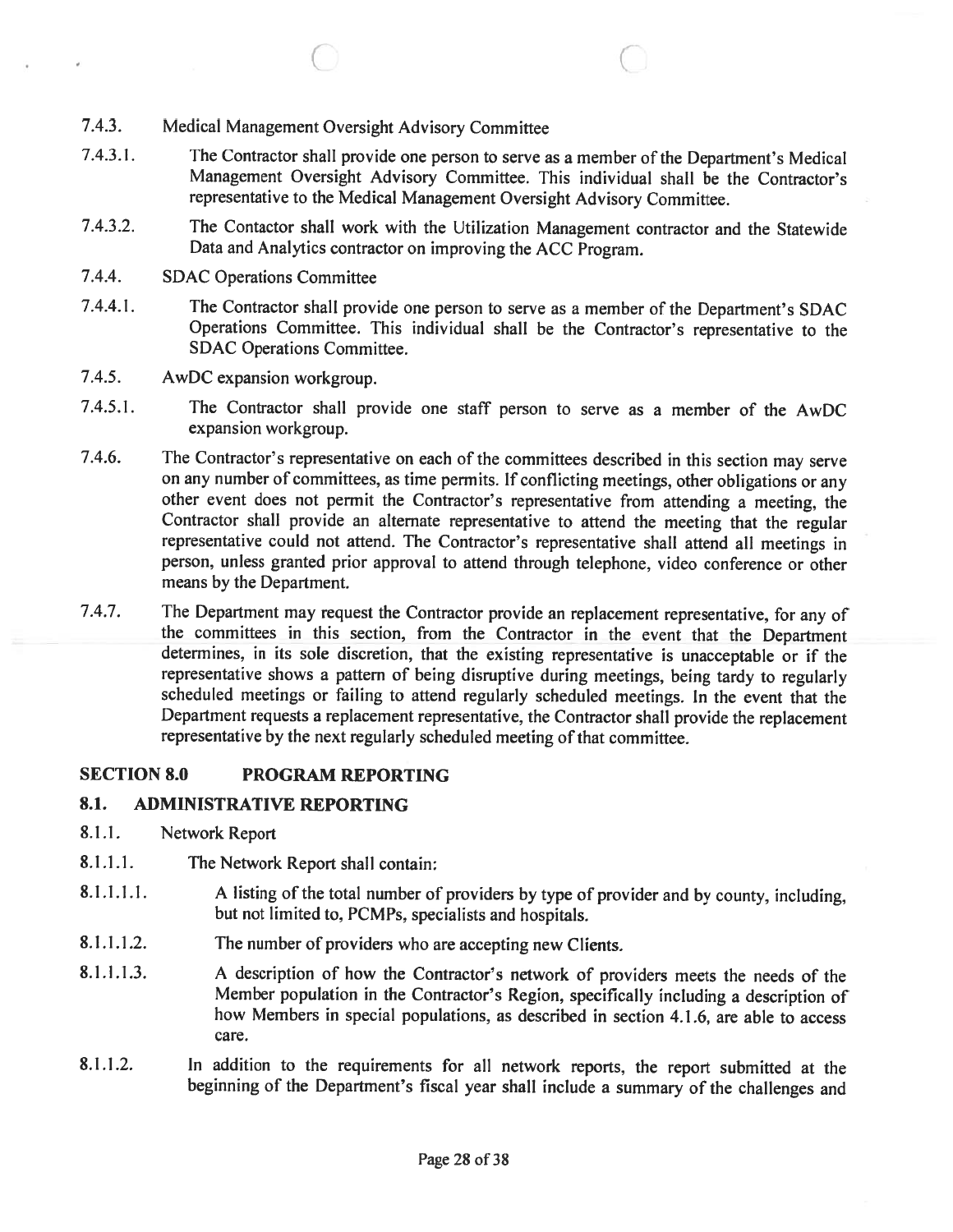7.4.3. Medical Management Oversight Advisory Committee

7.4.3.1. The Contractor shall provide one person to serve as a member of the Department's Medical Management Oversight Advisory Committee. This individual shall be the Contractor's representative to the Medical Management Oversight Advisory Committee.

7.4.3.2. The Contactor shall work with the Utilization Management contractor and the Statewide Data and Analytics contractor on improving the ACC Program.

7.4.4. SDAC Operations Committee

7.4.4.1. The Contractor shall provide one person to serve as a member of the Department's SDAC Operations Committee. This individual shall be the Contractor's representative to the SDAC Operations Committee.

7.4.5. AwDC expansion workgroup.

7.4.5.1. The Contractor shall provide one staff person to serve as a member of the AwDC expansion workgroup.

7.4.6. The Contractor's representative on each of the committees described in this section may serve on any number of committees, as time permits. If conflicting meetings, other obligations or any other event does not permit the Contractor's representative from attending a meeting, the Contractor shall provide an alternate representative to attend the meeting that the regular representative could not attend. The Contractor's representative shall attend all meetings in person, unless granted prior approval to attend through telephone, video conference or other means by the Department.

7.4.7. The Department may request the Contractor provide an replacement representative, for any of the committees in this section, from the Contractor in the event that the Department determines, in its sole discretion, that the existing representative is unacceptable or if the representative shows a pattern of being disruptive during meetings, being tardy to regularly scheduled meetings or failing to attend regularly scheduled meetings. In the event that the Department requests a replacement representative, the Contractor shall provide the replacement representative by the next regularly scheduled meeting of that committee.

## SECTION 8.0 PROGRAM REPORTING

### 8.1. ADMINISTRATIVE REPORTING

8.1.1. Network Report

8.1.1.1. The Network Report shall contain:

8.1.1.1.1. A listing of the total number of providers by type of provider and by county, including, but not limited to, PCMPs, specialists and hospitals.

8.1.1.1.2. The number of providers who are accepting new Clients.

8.1.1.1.3. A description of how the Contractor's network of providers meets the needs of the Member population in the Contractor's Region, specifically including a description of how Members in special populations, as described in section 4.1.6, are able to access care.

8.1.1.2. In addition to the requirements for all network reports, the report submitted at the beginning of the Department's fiscal year shall include a summary of the challenges and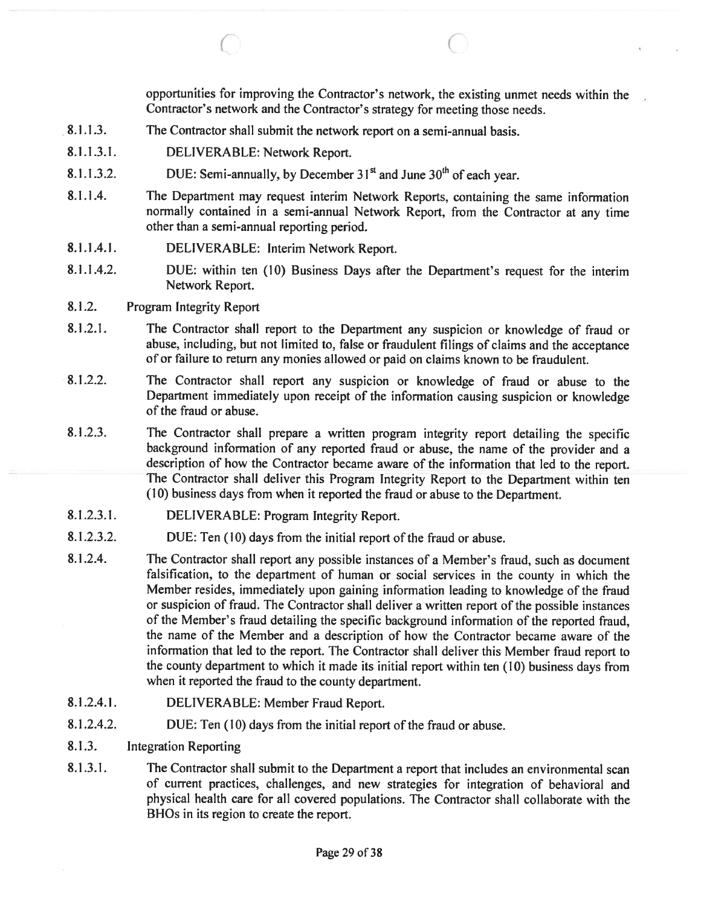opportunities for improving the Contractor's network, the existing unmet needs within the Contractor's network and the Contractor's strategy for meeting those needs.

8.1.1.3. The Contractor shall submit the network report on a semi-annual basis.

8.1.1.3.1. DELIVERABLE: Network Report.

8.1.1.3.2. DUE: Semi-annually, by December 31st and June 30th of each year.

8.1.1.4. The Department may request interim Network Reports, containing the same information normally contained in a semi-annual Network Report, from the Contractor at any time other than a semi-annual reporting period.

8.1.1.4.1. DELIVERABLE: Interim Network Report.

8.1.1.4.2. DUE: within ten (10) Business Days after the Department's request for the interim Network Report.

8.1.2. Program Integrity Report

8.1.2.1. The Contractor shall report to the Department any suspicion or knowledge of fraud or abuse, including, but not limited to, false or fraudulent filings of claims and the acceptance of or failure to return any monies allowed or paid on claims known to be fraudulent.

8.1.2.2. The Contractor shall report any suspicion or knowledge of fraud or abuse to the Department immediately upon receipt of the information causing suspicion or knowledge of the fraud or abuse.

8.1.2.3. The Contractor shall prepare a written program integrity report detailing the specific background information of any reported fraud or abuse, the name of the provider and a description of how the Contractor became aware of the information that led to the report. The Contractor shall deliver this Program Integrity Report to the Department within ten (10) business days from when it reported the fraud or abuse to the Department.

8.1.2.3.1. DELIVERABLE: Program Integrity Report.

8.1.2.3.2. DUE: Ten (10) days from the initial report of the fraud or abuse.

8.1.2.4. The Contractor shall report any possible instances of a Member's fraud, such as document falsification, to the department of human or social services in the county in which the Member resides, immediately upon gaining information leading to knowledge of the fraud or suspicion of fraud. The Contractor shall deliver a written report of the possible instances of the Member's fraud detailing the specific background information of the reported fraud, the name of the Member and a description of how the Contractor became aware of the information that led to the report. The Contractor shall deliver this Member fraud report to the county department to which it made its initial report within ten (10) business days from when it reported the fraud to the county department.

8.1.2.4.1. DELIVERABLE: Member Fraud Report.

8.1.2.4.2. DUE: Ten (10) days from the initial report of the fraud or abuse.

8.1.3. Integration Reporting

8.1.3.1. The Contractor shall submit to the Department a report that includes an environmental scan of current practices, challenges, and new strategies for integration of behavioral and physical health care for all covered populations. The Contractor shall collaborate with the BHOs in its region to create the report.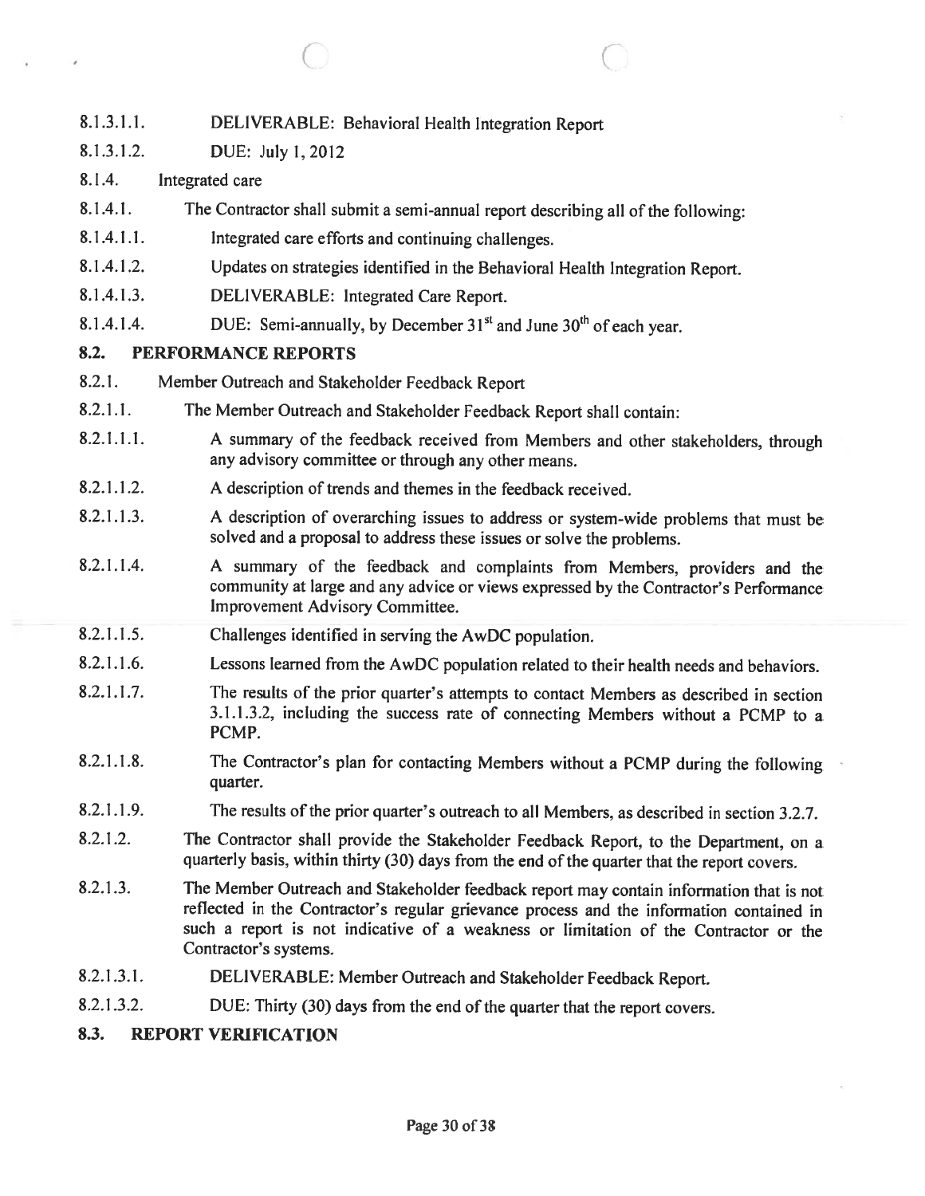8.1.3.1.1. DELIVERABLE: Behavioral Health Integration Report

8.1.3.1.2. DUE: July 1, 2012

8.1.4. Integrated care

8.1.4.1. The Contractor shall submit a semi-annual report describing all of the following:

8.1.4.1.1. Integrated care efforts and continuing challenges.

8.1.4.1.2. Updates on strategies identified in the Behavioral Health Integration Report.

8.1.4.1.3. DELIVERABLE: Integrated Care Report.

8.1.4.1.4. DUE: Semi-annually, by December 31st and June 30th of each year.

## 8.2. PERFORMANCE REPORTS

8.2.1. Member Outreach and Stakeholder Feedback Report

8.2.1.1. The Member Outreach and Stakeholder Feedback Report shall contain:

8.2.1.1.1. A summary of the feedback received from Members and other stakeholders, through any advisory committee or through any other means.

8.2.1.1.2. A description of trends and themes in the feedback received.

8.2.1.1.3. A description of overarching issues to address or system-wide problems that must be solved and a proposal to address these issues or solve the problems.

8.2.1.1.4. A summary of the feedback and complaints from Members, providers and the community at large and any advice or views expressed by the Contractor's Performance Improvement Advisory Committee.

8.2.1.1.5. Challenges identified in serving the AwDC population.

8.2.1.1.6. Lessons learned from the AwDC population related to their health needs and behaviors.

8.2.1.1.7. The results of the prior quarter's attempts to contact Members as described in section 3.1.1.3.2, including the success rate of connecting Members without a PCMP to a PCMP.

8.2.1.1.8. The Contractor's plan for contacting Members without a PCMP during the following quarter.

8.2.1.1.9. The results of the prior quarter's outreach to all Members, as described in section 3.2.7.

8.2.1.2. The Contractor shall provide the Stakeholder Feedback Report, to the Department, on a quarterly basis, within thirty (30) days from the end of the quarter that the report covers.

8.2.1.3. The Member Outreach and Stakeholder feedback report may contain information that is not reflected in the Contractor's regular grievance process and the information contained in such a report is not indicative of a weakness or limitation of the Contractor or the Contractor's systems.

8.2.1.3.1. DELIVERABLE: Member Outreach and Stakeholder Feedback Report.

8.2.1.3.2. DUE: Thirty (30) days from the end of the quarter that the report covers.

## 8.3. REPORT VERIFICATION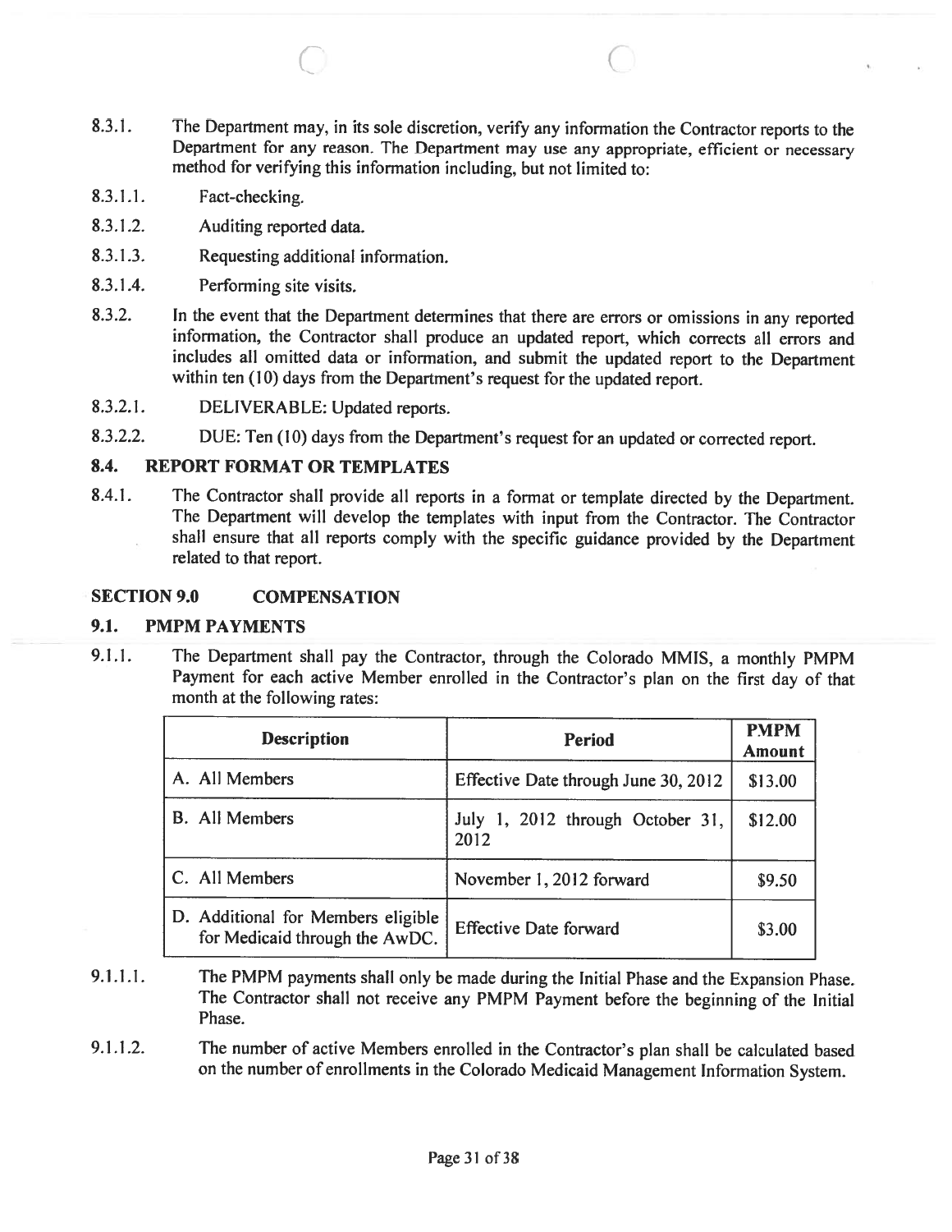8.3.1. The Department may, in its sole discretion, verify any information the Contractor reports to the Department for any reason. The Department may use any appropriate, efficient or necessary method for verifying this information including, but not limited to:

8.3.1.1. Fact-checking.

8.3.1.2. Auditing reported data.

8.3.1.3. Requesting additional information.

8.3.1.4. Performing site visits.

8.3.2. In the event that the Department determines that there are errors or omissions in any reported information, the Contractor shall produce an updated report, which corrects all errors and includes all omitted data or information, and submit the updated report to the Department within ten (10) days from the Department's request for the updated report.

8.3.2.1. DELIVERABLE: Updated reports.

8.3.2.2. DUE: Ten (10) days from the Department's request for an updated or corrected report.

### 8.4. REPORT FORMAT OR TEMPLATES

8.4.1. The Contractor shall provide all reports in a format or template directed by the Department. The Department will develop the templates with input from the Contractor. The Contractor shall ensure that all reports comply with the specific guidance provided by the Department related to that report.

## SECTION 9.0 COMPENSATION

### 9.1. PMPM PAYMENTS

9.1.1. The Department shall pay the Contractor, through the Colorado MMIS, a monthly PMPM Payment for each active Member enrolled in the Contractor's plan on the first day of that month at the following rates:

| Description | Period | PMPM Amount |
|---|---|---|
| A. All Members | Effective Date through June 30, 2012 | $13.00 |
| B. All Members | July 1, 2012 through October 31, 2012 | $12.00 |
| C. All Members | November 1, 2012 forward | $9.50 |
| D. Additional for Members eligible for Medicaid through the AwDC. | Effective Date forward | $3.00 |

9.1.1.1. The PMPM payments shall only be made during the Initial Phase and the Expansion Phase. The Contractor shall not receive any PMPM Payment before the beginning of the Initial Phase.

9.1.1.2. The number of active Members enrolled in the Contractor's plan shall be calculated based on the number of enrollments in the Colorado Medicaid Management Information System.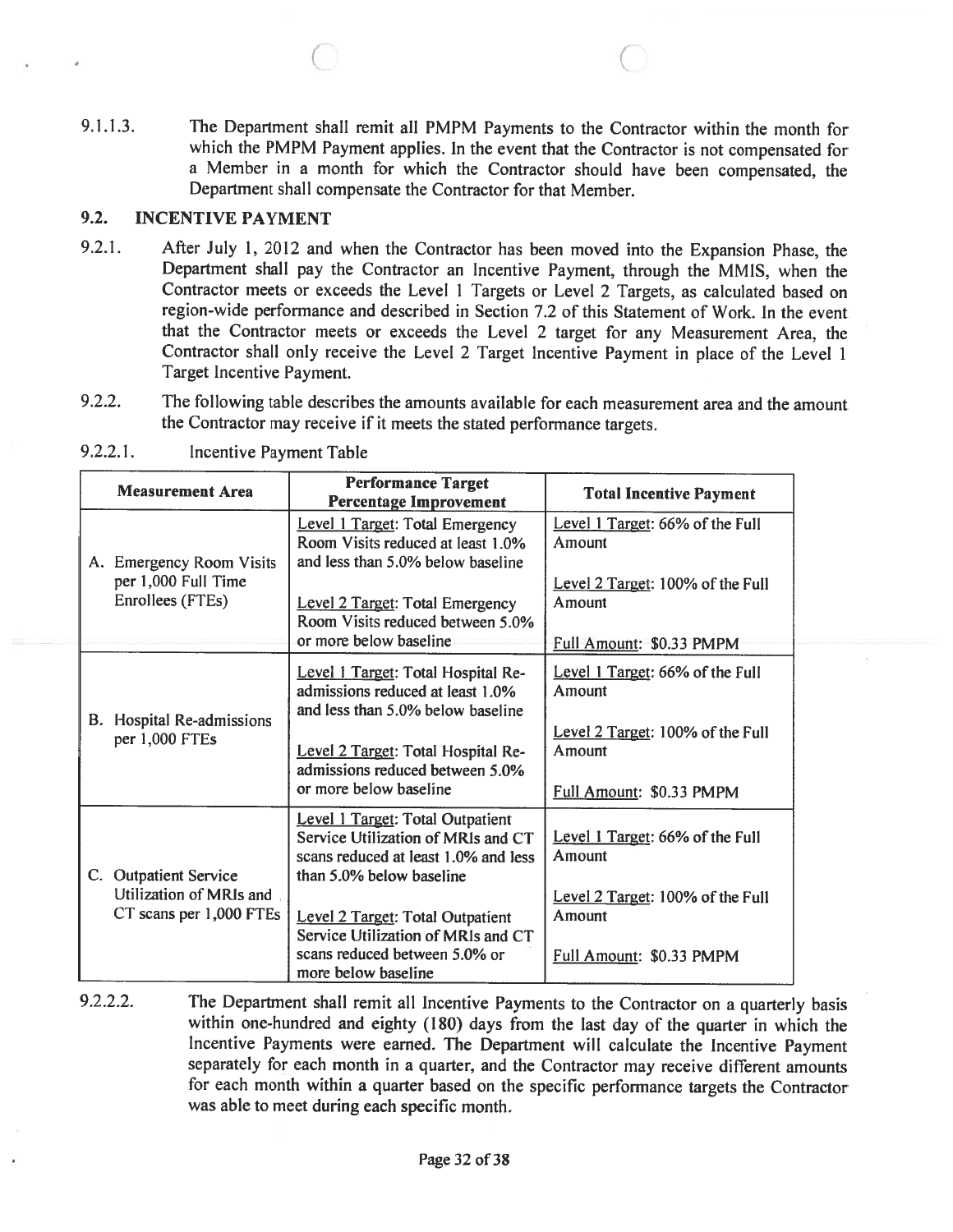9.1.1.3. The Department shall remit all PMPM Payments to the Contractor within the month for which the PMPM Payment applies. In the event that the Contractor is not compensated for a Member in a month for which the Contractor should have been compensated, the Department shall compensate the Contractor for that Member.

## 9.2. INCENTIVE PAYMENT

9.2.1. After July 1, 2012 and when the Contractor has been moved into the Expansion Phase, the Department shall pay the Contractor an Incentive Payment, through the MMIS, when the Contractor meets or exceeds the Level 1 Targets or Level 2 Targets, as calculated based on region-wide performance and described in Section 7.2 of this Statement of Work. In the event that the Contractor meets or exceeds the Level 2 target for any Measurement Area, the Contractor shall only receive the Level 2 Target Incentive Payment in place of the Level 1 Target Incentive Payment.

9.2.2. The following table describes the amounts available for each measurement area and the amount the Contractor may receive if it meets the stated performance targets.

9.2.2.1. Incentive Payment Table

| Measurement Area | Performance Target Percentage Improvement | Total Incentive Payment |
|---|---|---|
| A. Emergency Room Visits per 1,000 Full Time Enrollees (FTEs) | Level 1 Target: Total Emergency Room Visits reduced at least 1.0% and less than 5.0% below baseline<br><br>Level 2 Target: Total Emergency Room Visits reduced between 5.0% or more below baseline | Level 1 Target: 66% of the Full Amount<br><br>Level 2 Target: 100% of the Full Amount<br><br>Full Amount: $0.33 PMPM |
| B. Hospital Re-admissions per 1,000 FTEs | Level 1 Target: Total Hospital Re-admissions reduced at least 1.0% and less than 5.0% below baseline<br><br>Level 2 Target: Total Hospital Re-admissions reduced between 5.0% or more below baseline | Level 1 Target: 66% of the Full Amount<br><br>Level 2 Target: 100% of the Full Amount<br><br>Full Amount: $0.33 PMPM |
| C. Outpatient Service Utilization of MRIs and CT scans per 1,000 FTEs | Level 1 Target: Total Outpatient Service Utilization of MRIs and CT scans reduced at least 1.0% and less than 5.0% below baseline<br><br>Level 2 Target: Total Outpatient Service Utilization of MRIs and CT scans reduced between 5.0% or more below baseline | Level 1 Target: 66% of the Full Amount<br><br>Level 2 Target: 100% of the Full Amount<br><br>Full Amount: $0.33 PMPM |

9.2.2.2. The Department shall remit all Incentive Payments to the Contractor on a quarterly basis within one-hundred and eighty (180) days from the last day of the quarter in which the Incentive Payments were earned. The Department will calculate the Incentive Payment separately for each month in a quarter, and the Contractor may receive different amounts for each month within a quarter based on the specific performance targets the Contractor was able to meet during each specific month.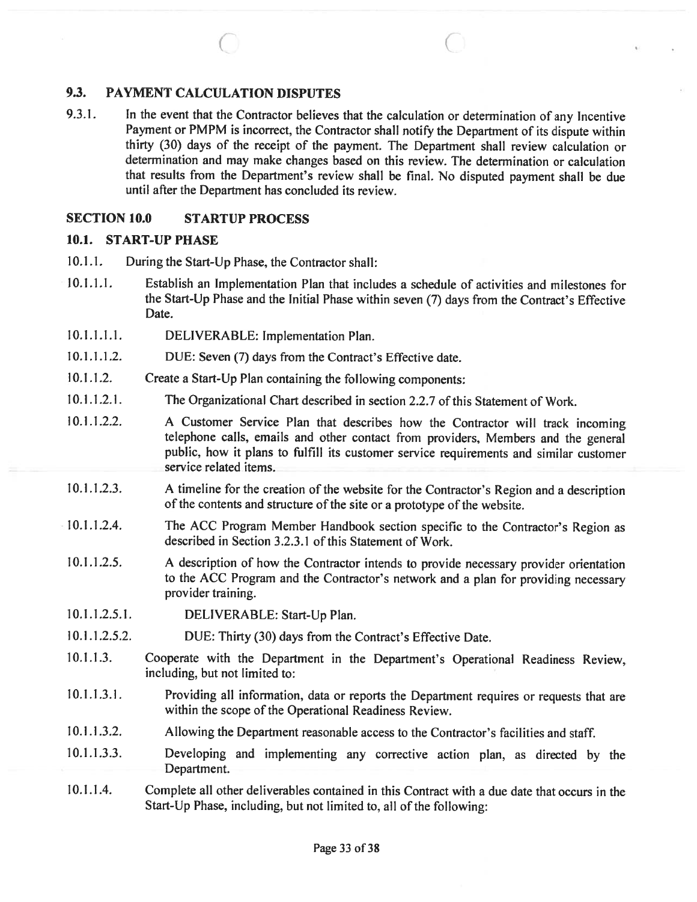## 9.3. PAYMENT CALCULATION DISPUTES

9.3.1. In the event that the Contractor believes that the calculation or determination of any Incentive Payment or PMPM is incorrect, the Contractor shall notify the Department of its dispute within thirty (30) days of the receipt of the payment. The Department shall review calculation or determination and may make changes based on this review. The determination or calculation that results from the Department's review shall be final. No disputed payment shall be due until after the Department has concluded its review.

# SECTION 10.0 STARTUP PROCESS

## 10.1. START-UP PHASE

10.1.1. During the Start-Up Phase, the Contractor shall:

10.1.1.1. Establish an Implementation Plan that includes a schedule of activities and milestones for the Start-Up Phase and the Initial Phase within seven (7) days from the Contract's Effective Date.

10.1.1.1.1. DELIVERABLE: Implementation Plan.

10.1.1.1.2. DUE: Seven (7) days from the Contract's Effective date.

10.1.1.2. Create a Start-Up Plan containing the following components:

10.1.1.2.1. The Organizational Chart described in section 2.2.7 of this Statement of Work.

10.1.1.2.2. A Customer Service Plan that describes how the Contractor will track incoming telephone calls, emails and other contact from providers, Members and the general public, how it plans to fulfill its customer service requirements and similar customer service related items.

10.1.1.2.3. A timeline for the creation of the website for the Contractor's Region and a description of the contents and structure of the site or a prototype of the website.

10.1.1.2.4. The ACC Program Member Handbook section specific to the Contractor's Region as described in Section 3.2.3.1 of this Statement of Work.

10.1.1.2.5. A description of how the Contractor intends to provide necessary provider orientation to the ACC Program and the Contractor's network and a plan for providing necessary provider training.

10.1.1.2.5.1. DELIVERABLE: Start-Up Plan.

10.1.1.2.5.2. DUE: Thirty (30) days from the Contract's Effective Date.

10.1.1.3. Cooperate with the Department in the Department's Operational Readiness Review, including, but not limited to:

10.1.1.3.1. Providing all information, data or reports the Department requires or requests that are within the scope of the Operational Readiness Review.

10.1.1.3.2. Allowing the Department reasonable access to the Contractor's facilities and staff.

10.1.1.3.3. Developing and implementing any corrective action plan, as directed by the Department.

10.1.1.4. Complete all other deliverables contained in this Contract with a due date that occurs in the Start-Up Phase, including, but not limited to, all of the following: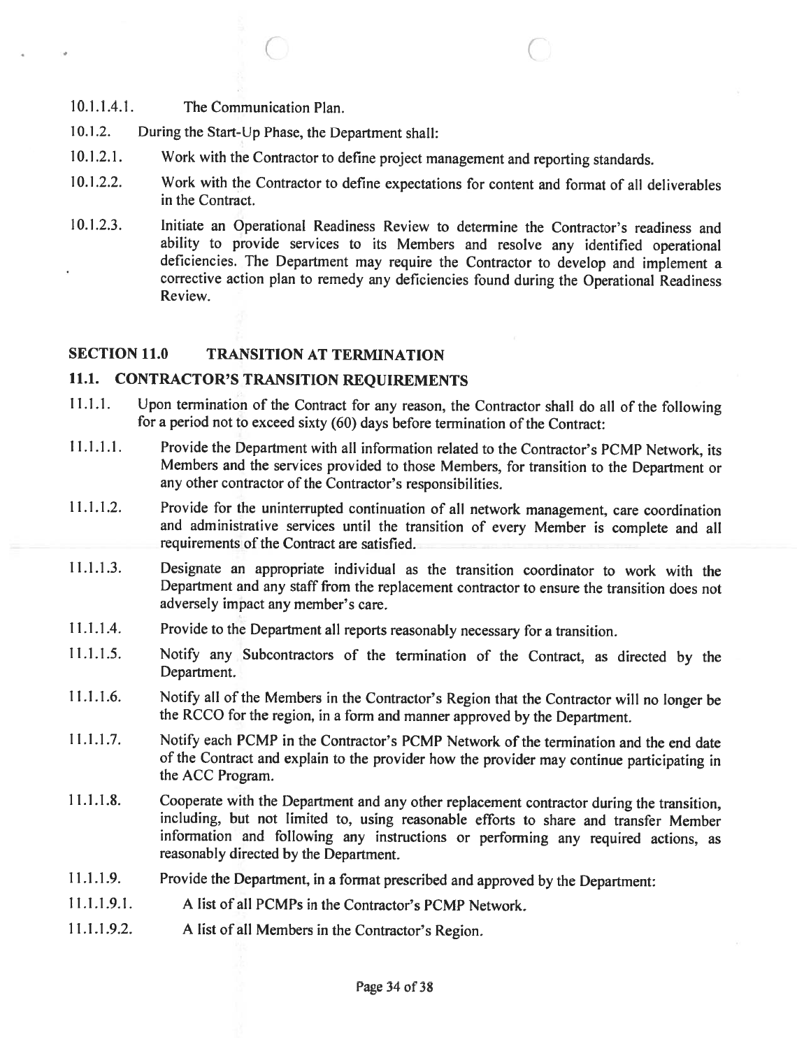10.1.1.4.1. The Communication Plan.

10.1.2. During the Start-Up Phase, the Department shall:

10.1.2.1. Work with the Contractor to define project management and reporting standards.

10.1.2.2. Work with the Contractor to define expectations for content and format of all deliverables in the Contract.

10.1.2.3. Initiate an Operational Readiness Review to determine the Contractor's readiness and ability to provide services to its Members and resolve any identified operational deficiencies. The Department may require the Contractor to develop and implement a corrective action plan to remedy any deficiencies found during the Operational Readiness Review.

## SECTION 11.0 TRANSITION AT TERMINATION

### 11.1. CONTRACTOR'S TRANSITION REQUIREMENTS

11.1.1. Upon termination of the Contract for any reason, the Contractor shall do all of the following for a period not to exceed sixty (60) days before termination of the Contract:

11.1.1.1. Provide the Department with all information related to the Contractor's PCMP Network, its Members and the services provided to those Members, for transition to the Department or any other contractor of the Contractor's responsibilities.

11.1.1.2. Provide for the uninterrupted continuation of all network management, care coordination and administrative services until the transition of every Member is complete and all requirements of the Contract are satisfied.

11.1.1.3. Designate an appropriate individual as the transition coordinator to work with the Department and any staff from the replacement contractor to ensure the transition does not adversely impact any member's care.

11.1.1.4. Provide to the Department all reports reasonably necessary for a transition.

11.1.1.5. Notify any Subcontractors of the termination of the Contract, as directed by the Department.

11.1.1.6. Notify all of the Members in the Contractor's Region that the Contractor will no longer be the RCCO for the region, in a form and manner approved by the Department.

11.1.1.7. Notify each PCMP in the Contractor's PCMP Network of the termination and the end date of the Contract and explain to the provider how the provider may continue participating in the ACC Program.

11.1.1.8. Cooperate with the Department and any other replacement contractor during the transition, including, but not limited to, using reasonable efforts to share and transfer Member information and following any instructions or performing any required actions, as reasonably directed by the Department.

11.1.1.9. Provide the Department, in a format prescribed and approved by the Department:

11.1.1.9.1. A list of all PCMPs in the Contractor's PCMP Network.

11.1.1.9.2. A list of all Members in the Contractor's Region.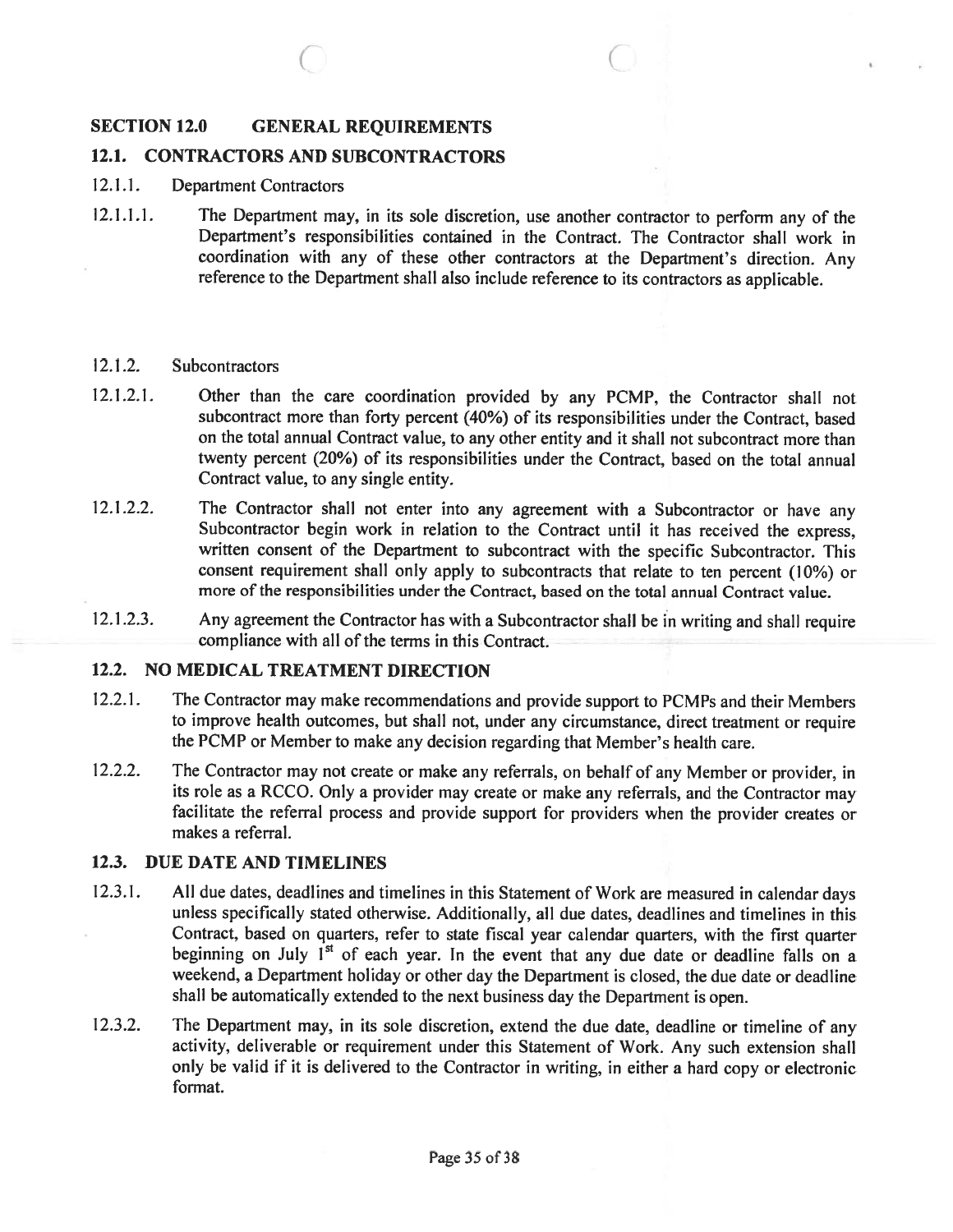## SECTION 12.0 GENERAL REQUIREMENTS

### 12.1. CONTRACTORS AND SUBCONTRACTORS

12.1.1. Department Contractors

12.1.1.1. The Department may, in its sole discretion, use another contractor to perform any of the Department's responsibilities contained in the Contract. The Contractor shall work in coordination with any of these other contractors at the Department's direction. Any reference to the Department shall also include reference to its contractors as applicable.

12.1.2. Subcontractors

12.1.2.1. Other than the care coordination provided by any PCMP, the Contractor shall not subcontract more than forty percent (40%) of its responsibilities under the Contract, based on the total annual Contract value, to any other entity and it shall not subcontract more than twenty percent (20%) of its responsibilities under the Contract, based on the total annual Contract value, to any single entity.

12.1.2.2. The Contractor shall not enter into any agreement with a Subcontractor or have any Subcontractor begin work in relation to the Contract until it has received the express, written consent of the Department to subcontract with the specific Subcontractor. This consent requirement shall only apply to subcontracts that relate to ten percent (10%) or more of the responsibilities under the Contract, based on the total annual Contract value.

12.1.2.3. Any agreement the Contractor has with a Subcontractor shall be in writing and shall require compliance with all of the terms in this Contract.

### 12.2. NO MEDICAL TREATMENT DIRECTION

12.2.1. The Contractor may make recommendations and provide support to PCMPs and their Members to improve health outcomes, but shall not, under any circumstance, direct treatment or require the PCMP or Member to make any decision regarding that Member's health care.

12.2.2. The Contractor may not create or make any referrals, on behalf of any Member or provider, in its role as a RCCO. Only a provider may create or make any referrals, and the Contractor may facilitate the referral process and provide support for providers when the provider creates or makes a referral.

### 12.3. DUE DATE AND TIMELINES

12.3.1. All due dates, deadlines and timelines in this Statement of Work are measured in calendar days unless specifically stated otherwise. Additionally, all due dates, deadlines and timelines in this Contract, based on quarters, refer to state fiscal year calendar quarters, with the first quarter beginning on July 1st of each year. In the event that any due date or deadline falls on a weekend, a Department holiday or other day the Department is closed, the due date or deadline shall be automatically extended to the next business day the Department is open.

12.3.2. The Department may, in its sole discretion, extend the due date, deadline or timeline of any activity, deliverable or requirement under this Statement of Work. Any such extension shall only be valid if it is delivered to the Contractor in writing, in either a hard copy or electronic format.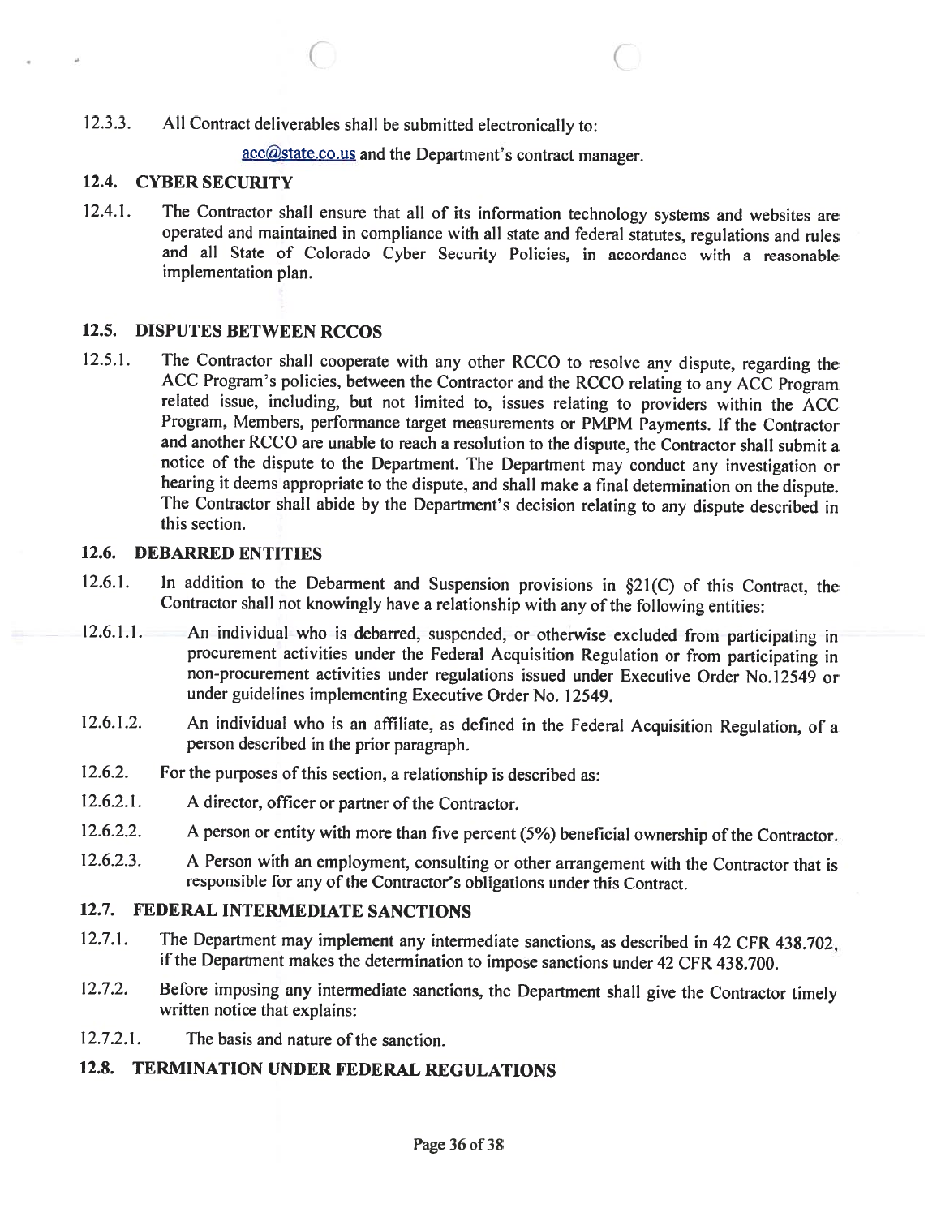12.3.3. All Contract deliverables shall be submitted electronically to:

acc@state.co.us and the Department's contract manager.

### 12.4. CYBER SECURITY

12.4.1. The Contractor shall ensure that all of its information technology systems and websites are operated and maintained in compliance with all state and federal statutes, regulations and rules and all State of Colorado Cyber Security Policies, in accordance with a reasonable implementation plan.

### 12.5. DISPUTES BETWEEN RCCOS

12.5.1. The Contractor shall cooperate with any other RCCO to resolve any dispute, regarding the ACC Program's policies, between the Contractor and the RCCO relating to any ACC Program related issue, including, but not limited to, issues relating to providers within the ACC Program, Members, performance target measurements or PMPM Payments. If the Contractor and another RCCO are unable to reach a resolution to the dispute, the Contractor shall submit a notice of the dispute to the Department. The Department may conduct any investigation or hearing it deems appropriate to the dispute, and shall make a final determination on the dispute. The Contractor shall abide by the Department's decision relating to any dispute described in this section.

### 12.6. DEBARRED ENTITIES

12.6.1. In addition to the Debarment and Suspension provisions in §21(C) of this Contract, the Contractor shall not knowingly have a relationship with any of the following entities:

12.6.1.1. An individual who is debarred, suspended, or otherwise excluded from participating in procurement activities under the Federal Acquisition Regulation or from participating in non-procurement activities under regulations issued under Executive Order No.12549 or under guidelines implementing Executive Order No. 12549.

12.6.1.2. An individual who is an affiliate, as defined in the Federal Acquisition Regulation, of a person described in the prior paragraph.

12.6.2. For the purposes of this section, a relationship is described as:

12.6.2.1. A director, officer or partner of the Contractor.

12.6.2.2. A person or entity with more than five percent (5%) beneficial ownership of the Contractor.

12.6.2.3. A Person with an employment, consulting or other arrangement with the Contractor that is responsible for any of the Contractor's obligations under this Contract.

### 12.7. FEDERAL INTERMEDIATE SANCTIONS

12.7.1. The Department may implement any intermediate sanctions, as described in 42 CFR 438.702, if the Department makes the determination to impose sanctions under 42 CFR 438.700.

12.7.2. Before imposing any intermediate sanctions, the Department shall give the Contractor timely written notice that explains:

12.7.2.1. The basis and nature of the sanction.

### 12.8. TERMINATION UNDER FEDERAL REGULATIONS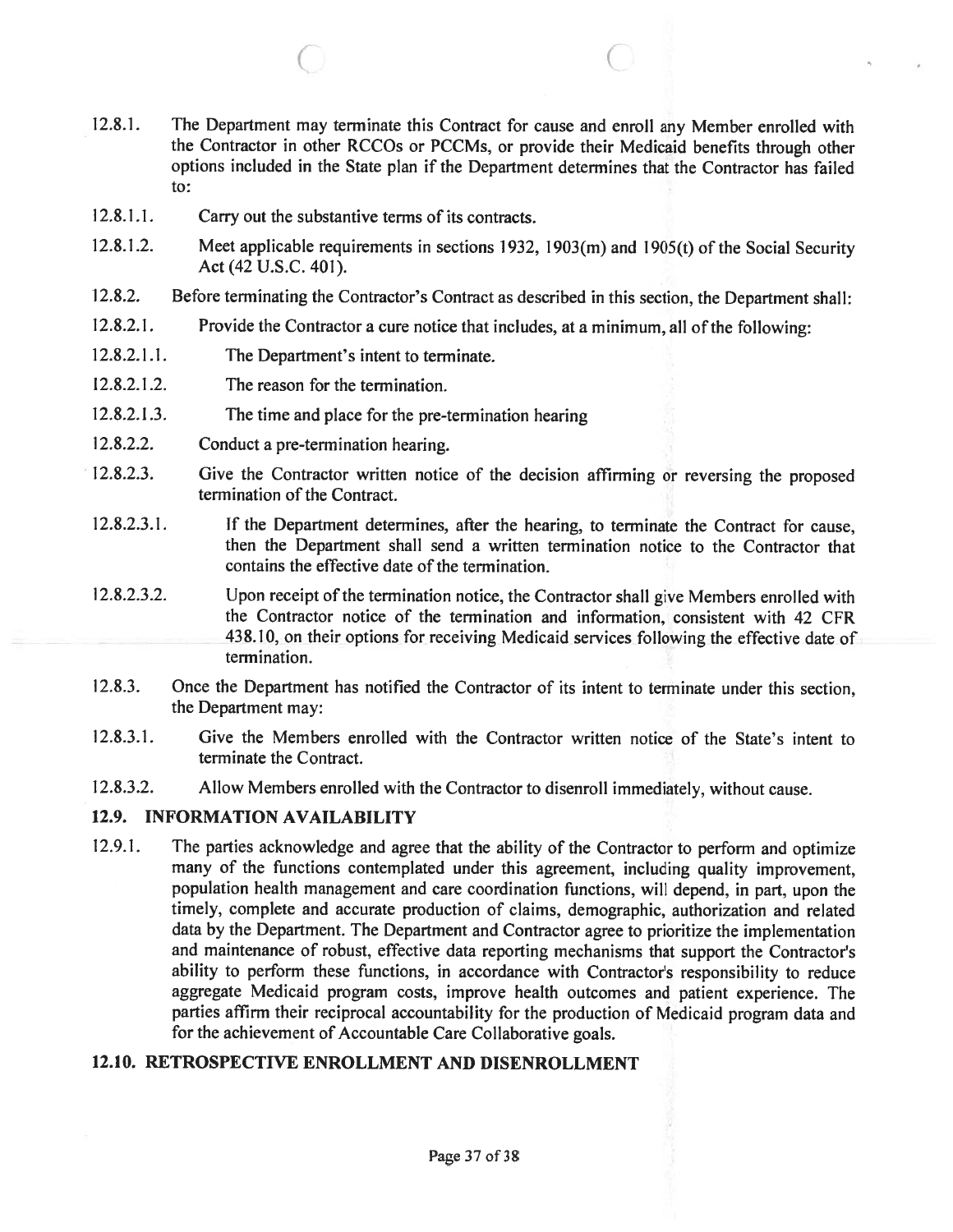12.8.1. The Department may terminate this Contract for cause and enroll any Member enrolled with the Contractor in other RCCOs or PCCMs, or provide their Medicaid benefits through other options included in the State plan if the Department determines that the Contractor has failed to:

12.8.1.1. Carry out the substantive terms of its contracts.

12.8.1.2. Meet applicable requirements in sections 1932, 1903(m) and 1905(t) of the Social Security Act (42 U.S.C. 401).

12.8.2. Before terminating the Contractor's Contract as described in this section, the Department shall:

12.8.2.1. Provide the Contractor a cure notice that includes, at a minimum, all of the following:

12.8.2.1.1. The Department's intent to terminate.

12.8.2.1.2. The reason for the termination.

12.8.2.1.3. The time and place for the pre-termination hearing

12.8.2.2. Conduct a pre-termination hearing.

12.8.2.3. Give the Contractor written notice of the decision affirming or reversing the proposed termination of the Contract.

12.8.2.3.1. If the Department determines, after the hearing, to terminate the Contract for cause, then the Department shall send a written termination notice to the Contractor that contains the effective date of the termination.

12.8.2.3.2. Upon receipt of the termination notice, the Contractor shall give Members enrolled with the Contractor notice of the termination and information, consistent with 42 CFR 438.10, on their options for receiving Medicaid services following the effective date of termination.

12.8.3. Once the Department has notified the Contractor of its intent to terminate under this section, the Department may:

12.8.3.1. Give the Members enrolled with the Contractor written notice of the State's intent to terminate the Contract.

12.8.3.2. Allow Members enrolled with the Contractor to disenroll immediately, without cause.

## 12.9. INFORMATION AVAILABILITY

12.9.1. The parties acknowledge and agree that the ability of the Contractor to perform and optimize many of the functions contemplated under this agreement, including quality improvement, population health management and care coordination functions, will depend, in part, upon the timely, complete and accurate production of claims, demographic, authorization and related data by the Department. The Department and Contractor agree to prioritize the implementation and maintenance of robust, effective data reporting mechanisms that support the Contractor's ability to perform these functions, in accordance with Contractor's responsibility to reduce aggregate Medicaid program costs, improve health outcomes and patient experience. The parties affirm their reciprocal accountability for the production of Medicaid program data and for the achievement of Accountable Care Collaborative goals.

## 12.10. RETROSPECTIVE ENROLLMENT AND DISENROLLMENT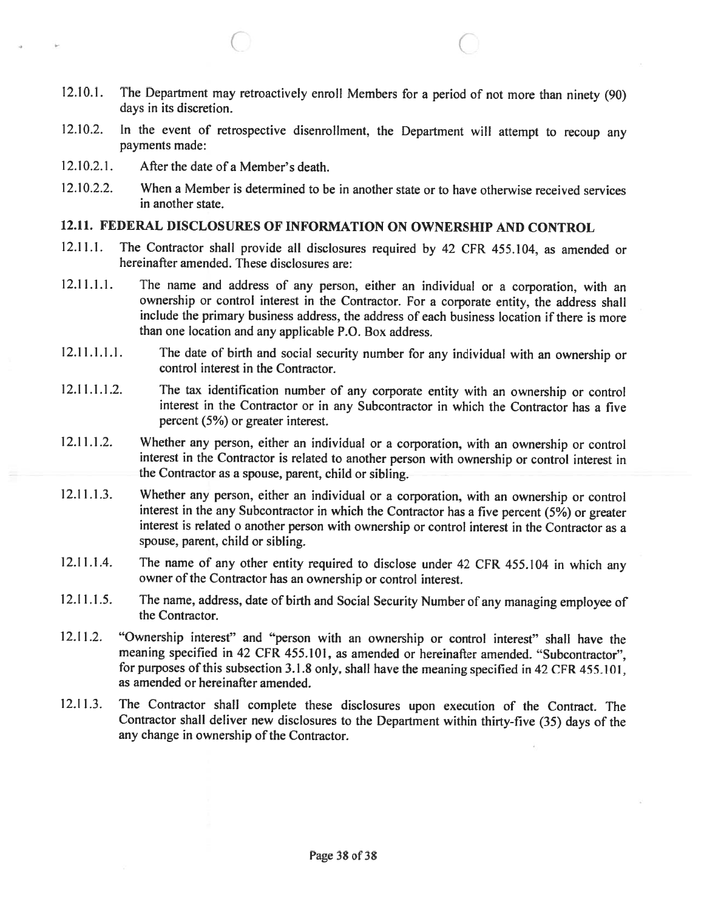12.10.1. The Department may retroactively enroll Members for a period of not more than ninety (90) days in its discretion.

12.10.2. In the event of retrospective disenrollment, the Department will attempt to recoup any payments made:

12.10.2.1. After the date of a Member's death.

12.10.2.2. When a Member is determined to be in another state or to have otherwise received services in another state.

## 12.11. FEDERAL DISCLOSURES OF INFORMATION ON OWNERSHIP AND CONTROL

12.11.1. The Contractor shall provide all disclosures required by 42 CFR 455.104, as amended or hereinafter amended. These disclosures are:

12.11.1.1. The name and address of any person, either an individual or a corporation, with an ownership or control interest in the Contractor. For a corporate entity, the address shall include the primary business address, the address of each business location if there is more than one location and any applicable P.O. Box address.

12.11.1.1.1. The date of birth and social security number for any individual with an ownership or control interest in the Contractor.

12.11.1.1.2. The tax identification number of any corporate entity with an ownership or control interest in the Contractor or in any Subcontractor in which the Contractor has a five percent (5%) or greater interest.

12.11.1.2. Whether any person, either an individual or a corporation, with an ownership or control interest in the Contractor is related to another person with ownership or control interest in the Contractor as a spouse, parent, child or sibling.

12.11.1.3. Whether any person, either an individual or a corporation, with an ownership or control interest in the any Subcontractor in which the Contractor has a five percent (5%) or greater interest is related o another person with ownership or control interest in the Contractor as a spouse, parent, child or sibling.

12.11.1.4. The name of any other entity required to disclose under 42 CFR 455.104 in which any owner of the Contractor has an ownership or control interest.

12.11.1.5. The name, address, date of birth and Social Security Number of any managing employee of the Contractor.

12.11.2. "Ownership interest" and "person with an ownership or control interest" shall have the meaning specified in 42 CFR 455.101, as amended or hereinafter amended. "Subcontractor", for purposes of this subsection 3.1.8 only, shall have the meaning specified in 42 CFR 455.101, as amended or hereinafter amended.

12.11.3. The Contractor shall complete these disclosures upon execution of the Contract. The Contractor shall deliver new disclosures to the Department within thirty-five (35) days of the any change in ownership of the Contractor.